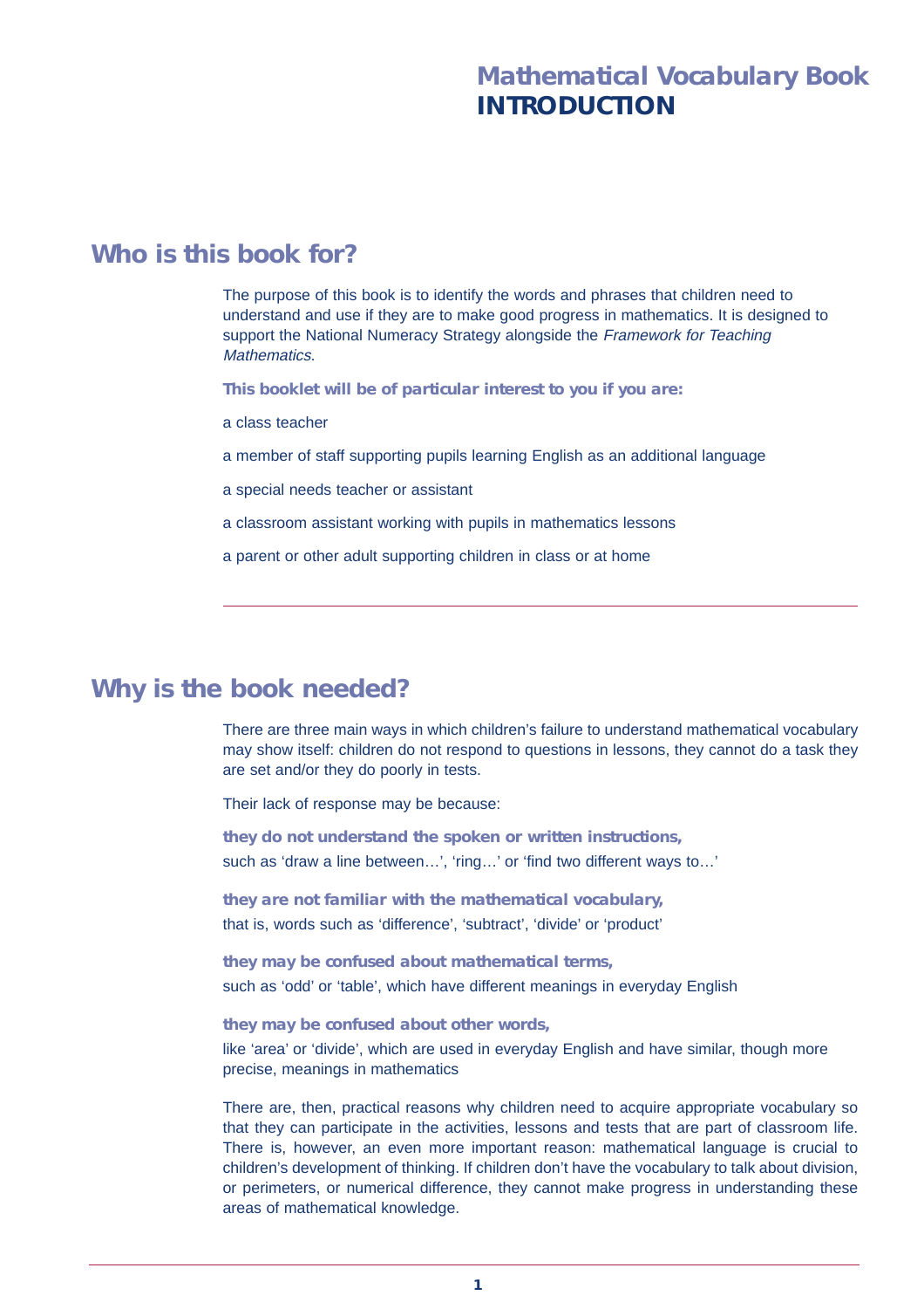# Mathematical Vocabulary Book
# INTRODUCTION

## Who is this book for?

The purpose of this book is to identify the words and phrases that children need to understand and use if they are to make good progress in mathematics. It is designed to support the National Numeracy Strategy alongside the *Framework for Teaching Mathematics*.

**This booklet will be of particular interest to you if you are:**

a class teacher

a member of staff supporting pupils learning English as an additional language

a special needs teacher or assistant

a classroom assistant working with pupils in mathematics lessons

a parent or other adult supporting children in class or at home

---

## Why is the book needed?

There are three main ways in which children's failure to understand mathematical vocabulary may show itself: children do not respond to questions in lessons, they cannot do a task they are set and/or they do poorly in tests.

Their lack of response may be because:

**they do not understand the spoken or written instructions,**
such as 'draw a line between…', 'ring…' or 'find two different ways to…'

**they are not familiar with the mathematical vocabulary,**
that is, words such as 'difference', 'subtract', 'divide' or 'product'

**they may be confused about mathematical terms,**
such as 'odd' or 'table', which have different meanings in everyday English

**they may be confused about other words,**
like 'area' or 'divide', which are used in everyday English and have similar, though more precise, meanings in mathematics

There are, then, practical reasons why children need to acquire appropriate vocabulary so that they can participate in the activities, lessons and tests that are part of classroom life. There is, however, an even more important reason: mathematical language is crucial to children's development of thinking. If children don't have the vocabulary to talk about division, or perimeters, or numerical difference, they cannot make progress in understanding these areas of mathematical knowledge.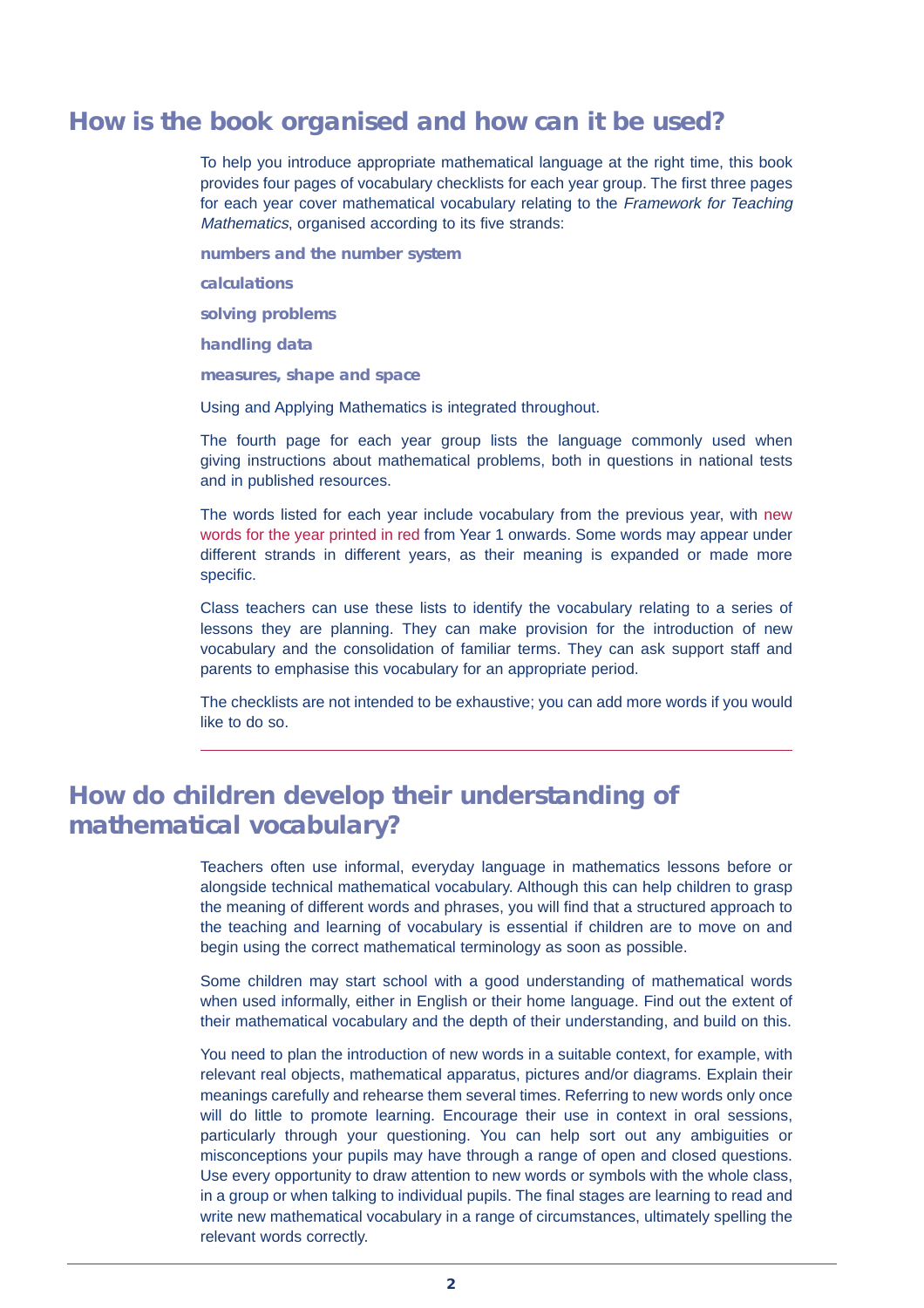## How is the book organised and how can it be used?

To help you introduce appropriate mathematical language at the right time, this book provides four pages of vocabulary checklists for each year group. The first three pages for each year cover mathematical vocabulary relating to the *Framework for Teaching Mathematics*, organised according to its five strands:

**numbers and the number system**

**calculations**

**solving problems**

**handling data**

**measures, shape and space**

Using and Applying Mathematics is integrated throughout.

The fourth page for each year group lists the language commonly used when giving instructions about mathematical problems, both in questions in national tests and in published resources.

The words listed for each year include vocabulary from the previous year, with new words for the year printed in red from Year 1 onwards. Some words may appear under different strands in different years, as their meaning is expanded or made more specific.

Class teachers can use these lists to identify the vocabulary relating to a series of lessons they are planning. They can make provision for the introduction of new vocabulary and the consolidation of familiar terms. They can ask support staff and parents to emphasise this vocabulary for an appropriate period.

The checklists are not intended to be exhaustive; you can add more words if you would like to do so.

---

## How do children develop their understanding of mathematical vocabulary?

Teachers often use informal, everyday language in mathematics lessons before or alongside technical mathematical vocabulary. Although this can help children to grasp the meaning of different words and phrases, you will find that a structured approach to the teaching and learning of vocabulary is essential if children are to move on and begin using the correct mathematical terminology as soon as possible.

Some children may start school with a good understanding of mathematical words when used informally, either in English or their home language. Find out the extent of their mathematical vocabulary and the depth of their understanding, and build on this.

You need to plan the introduction of new words in a suitable context, for example, with relevant real objects, mathematical apparatus, pictures and/or diagrams. Explain their meanings carefully and rehearse them several times. Referring to new words only once will do little to promote learning. Encourage their use in context in oral sessions, particularly through your questioning. You can help sort out any ambiguities or misconceptions your pupils may have through a range of open and closed questions. Use every opportunity to draw attention to new words or symbols with the whole class, in a group or when talking to individual pupils. The final stages are learning to read and write new mathematical vocabulary in a range of circumstances, ultimately spelling the relevant words correctly.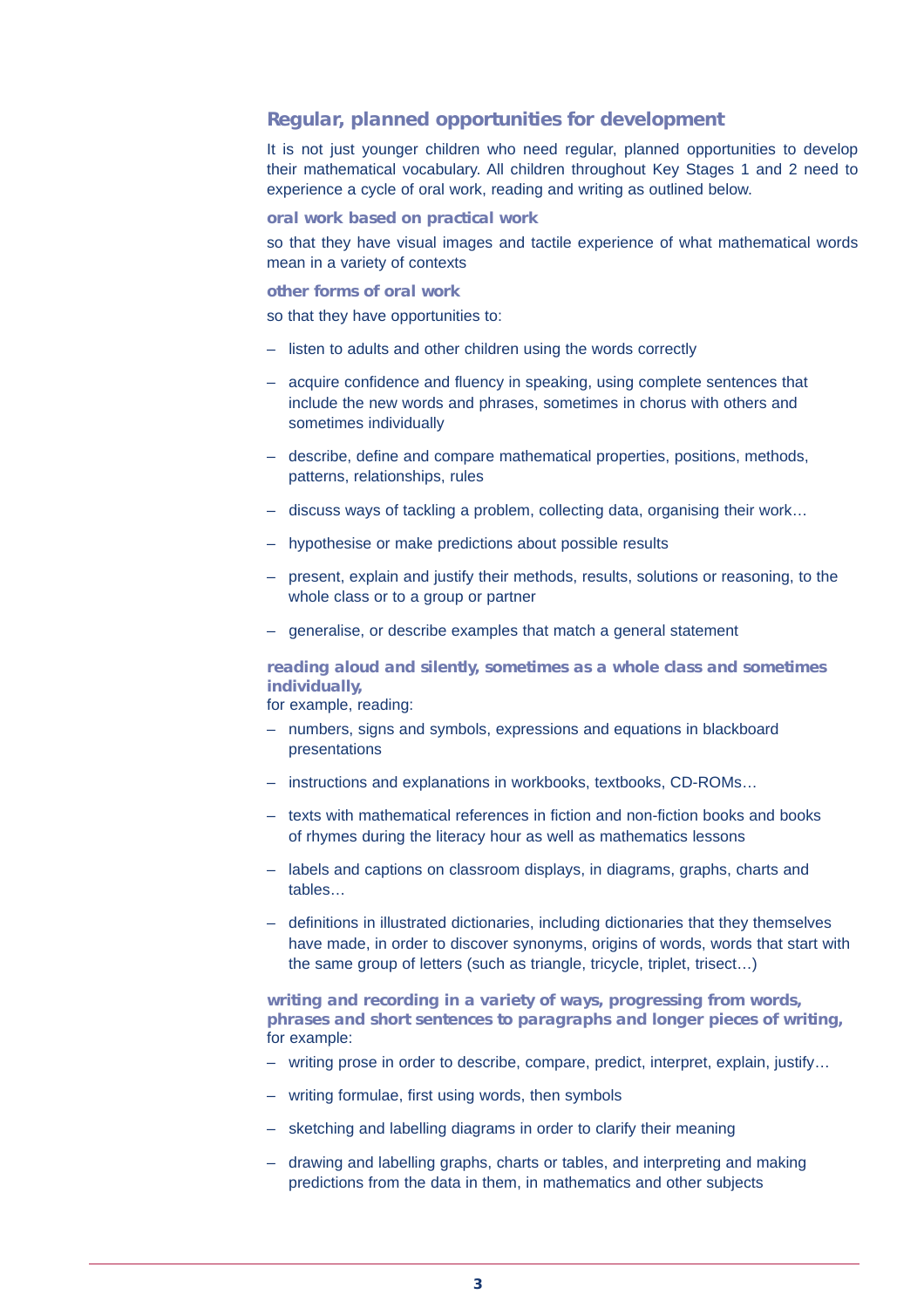## Regular, planned opportunities for development

It is not just younger children who need regular, planned opportunities to develop their mathematical vocabulary. All children throughout Key Stages 1 and 2 need to experience a cycle of oral work, reading and writing as outlined below.

**oral work based on practical work**

so that they have visual images and tactile experience of what mathematical words mean in a variety of contexts

**other forms of oral work**

so that they have opportunities to:

- listen to adults and other children using the words correctly
- acquire confidence and fluency in speaking, using complete sentences that include the new words and phrases, sometimes in chorus with others and sometimes individually
- describe, define and compare mathematical properties, positions, methods, patterns, relationships, rules
- discuss ways of tackling a problem, collecting data, organising their work…
- hypothesise or make predictions about possible results
- present, explain and justify their methods, results, solutions or reasoning, to the whole class or to a group or partner
- generalise, or describe examples that match a general statement

**reading aloud and silently, sometimes as a whole class and sometimes individually,**
for example, reading:

- numbers, signs and symbols, expressions and equations in blackboard presentations
- instructions and explanations in workbooks, textbooks, CD-ROMs…
- texts with mathematical references in fiction and non-fiction books and books of rhymes during the literacy hour as well as mathematics lessons
- labels and captions on classroom displays, in diagrams, graphs, charts and tables…
- definitions in illustrated dictionaries, including dictionaries that they themselves have made, in order to discover synonyms, origins of words, words that start with the same group of letters (such as triangle, tricycle, triplet, trisect…)

**writing and recording in a variety of ways, progressing from words, phrases and short sentences to paragraphs and longer pieces of writing,**
for example:

- writing prose in order to describe, compare, predict, interpret, explain, justify…
- writing formulae, first using words, then symbols
- sketching and labelling diagrams in order to clarify their meaning
- drawing and labelling graphs, charts or tables, and interpreting and making predictions from the data in them, in mathematics and other subjects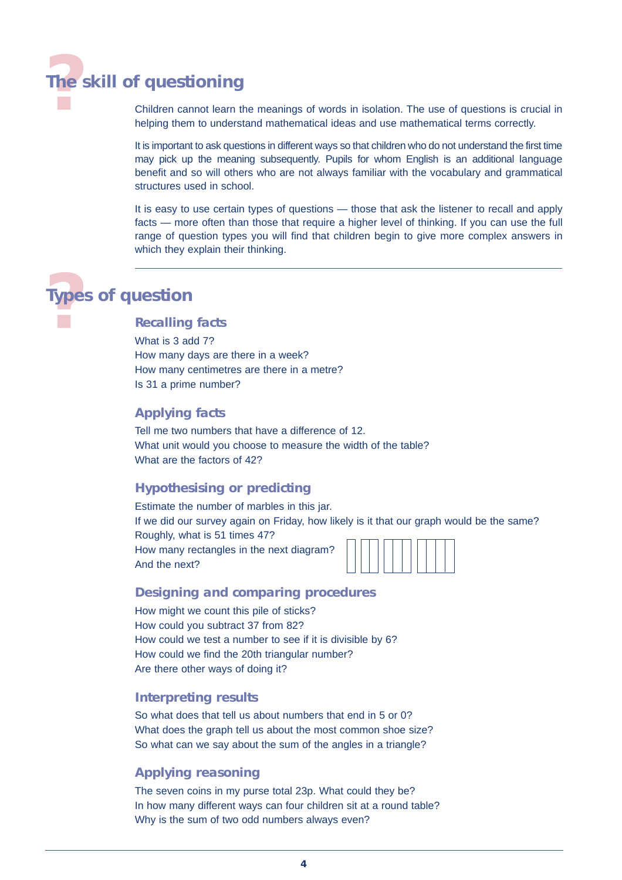# The skill of questioning

Children cannot learn the meanings of words in isolation. The use of questions is crucial in helping them to understand mathematical ideas and use mathematical terms correctly.

It is important to ask questions in different ways so that children who do not understand the first time may pick up the meaning subsequently. Pupils for whom English is an additional language benefit and so will others who are not always familiar with the vocabulary and grammatical structures used in school.

It is easy to use certain types of questions — those that ask the listener to recall and apply facts — more often than those that require a higher level of thinking. If you can use the full range of question types you will find that children begin to give more complex answers in which they explain their thinking.

---

# Types of question

## Recalling facts

What is 3 add 7?
How many days are there in a week?
How many centimetres are there in a metre?
Is 31 a prime number?

## Applying facts

Tell me two numbers that have a difference of 12.
What unit would you choose to measure the width of the table?
What are the factors of 42?

## Hypothesising or predicting

Estimate the number of marbles in this jar.
If we did our survey again on Friday, how likely is it that our graph would be the same?
Roughly, what is 51 times 47?
How many rectangles in the next diagram?
And the next?

## Designing and comparing procedures

How might we count this pile of sticks?
How could you subtract 37 from 82?
How could we test a number to see if it is divisible by 6?
How could we find the 20th triangular number?
Are there other ways of doing it?

## Interpreting results

So what does that tell us about numbers that end in 5 or 0?
What does the graph tell us about the most common shoe size?
So what can we say about the sum of the angles in a triangle?

## Applying reasoning

The seven coins in my purse total 23p. What could they be?
In how many different ways can four children sit at a round table?
Why is the sum of two odd numbers always even?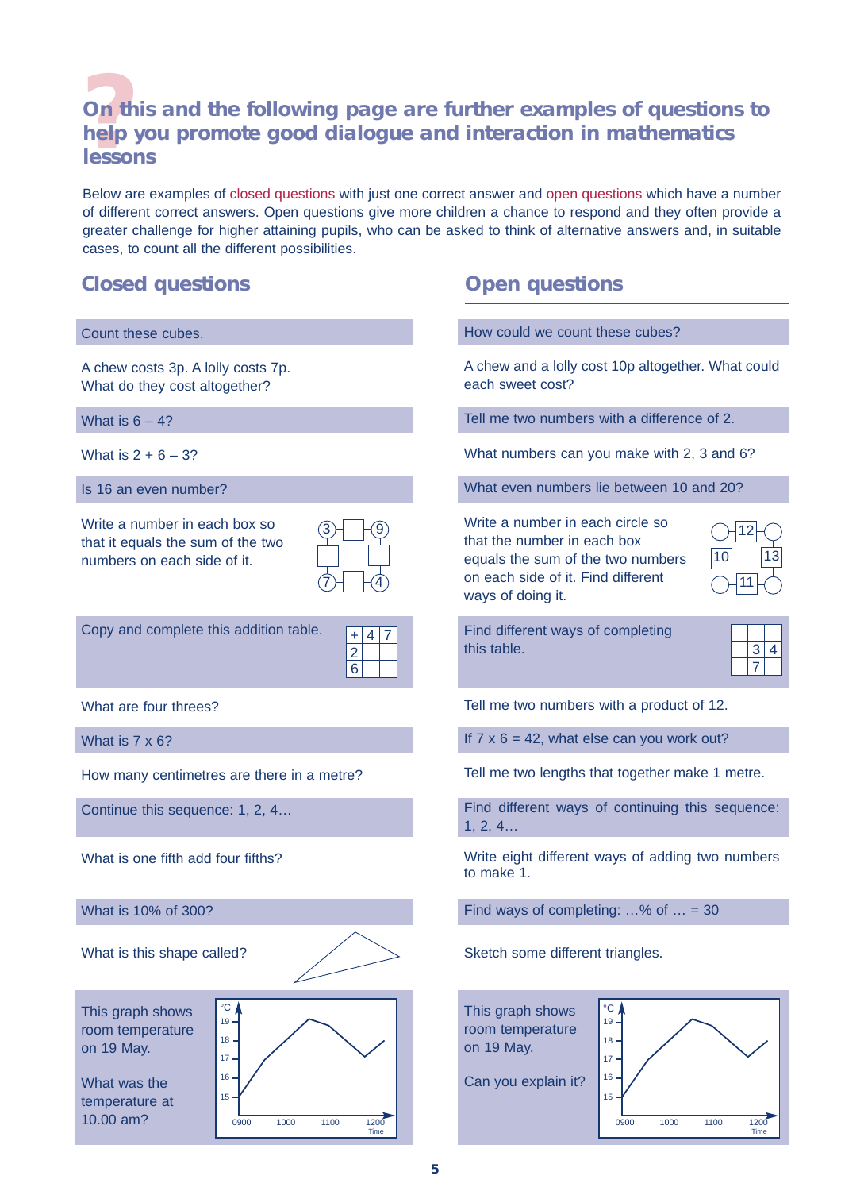## On this and the following page are further examples of questions to help you promote good dialogue and interaction in mathematics lessons

Below are examples of closed questions with just one correct answer and open questions which have a number of different correct answers. Open questions give more children a chance to respond and they often provide a greater challenge for higher attaining pupils, who can be asked to think of alternative answers and, in suitable cases, to count all the different possibilities.

| Closed questions | Open questions |
|---|---|
| Count these cubes. | How could we count these cubes? |
| A chew costs 3p. A lolly costs 7p. What do they cost altogether? | A chew and a lolly cost 10p altogether. What could each sweet cost? |
| What is 6 – 4? | Tell me two numbers with a difference of 2. |
| What is 2 + 6 – 3? | What numbers can you make with 2, 3 and 6? |
| Is 16 an even number? | What even numbers lie between 10 and 20? |
| Write a number in each box so that it equals the sum of the two numbers on each side of it. (Circles: 3, 9, 7, 4) | Write a number in each circle so that the number in each box equals the sum of the two numbers on each side of it. Find different ways of doing it. (Boxes: 12, 10, 13, 11) |
| Copy and complete this addition table. (+ \| 4 \| 7; 2; 6) | Find different ways of completing this table. (3, 4; 7) |
| What are four threes? | Tell me two numbers with a product of 12. |
| What is 7 x 6? | If 7 x 6 = 42, what else can you work out? |
| How many centimetres are there in a metre? | Tell me two lengths that together make 1 metre. |
| Continue this sequence: 1, 2, 4… | Find different ways of continuing this sequence: 1, 2, 4… |
| What is one fifth add four fifths? | Write eight different ways of adding two numbers to make 1. |
| What is 10% of 300? | Find ways of completing: …% of … = 30 |
| What is this shape called? | Sketch some different triangles. |
| This graph shows room temperature on 19 May. What was the temperature at 10.00 am? | This graph shows room temperature on 19 May. Can you explain it? |

Addition table (closed):

| + | 4 | 7 |
|---|---|---|
| 2 | | |
| 6 | | |

Table (open):

| | | |
|---|---|---|
| | 3 | 4 |
| | 7 | |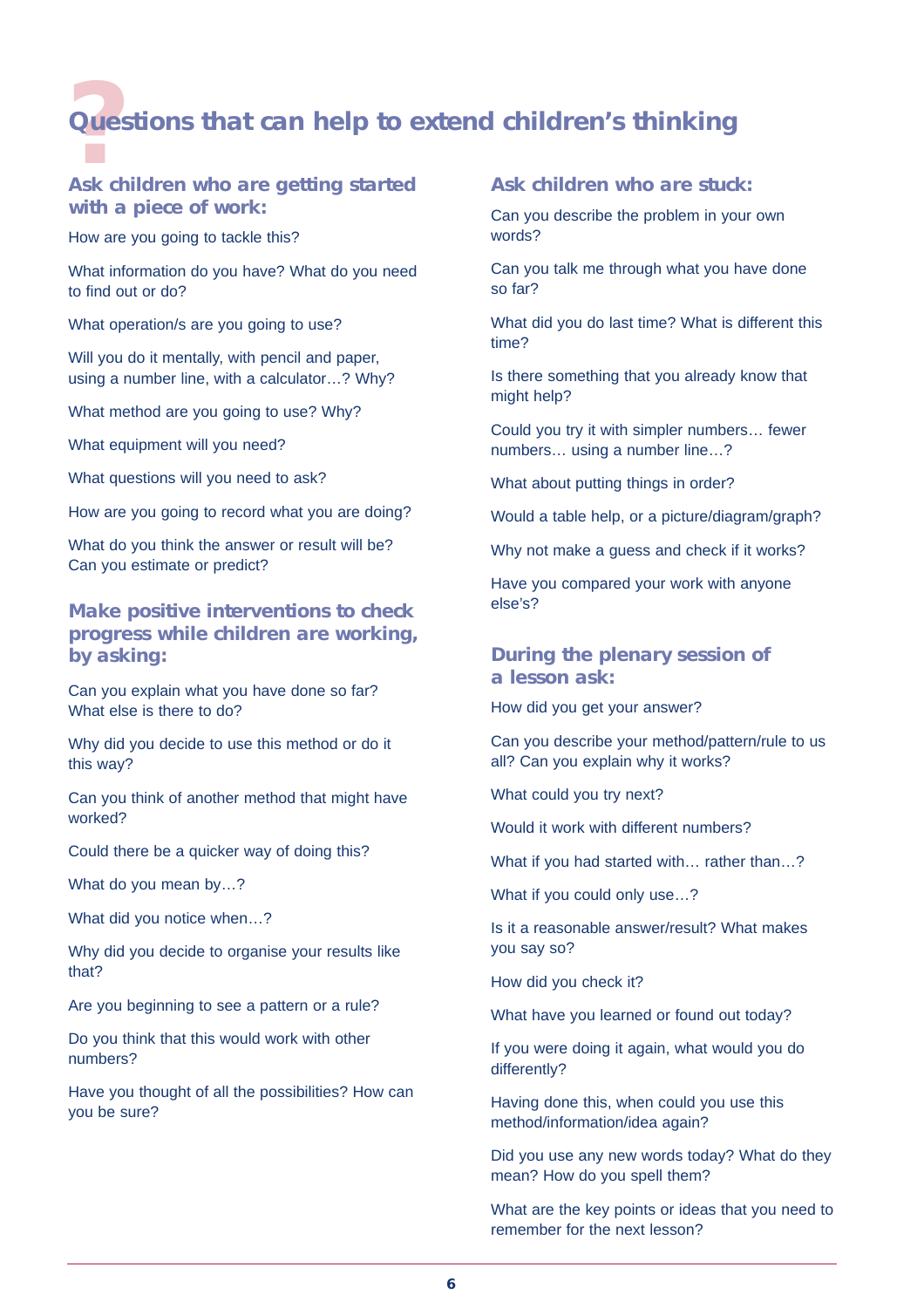# Questions that can help to extend children's thinking

## Ask children who are getting started with a piece of work:

How are you going to tackle this?

What information do you have? What do you need to find out or do?

What operation/s are you going to use?

Will you do it mentally, with pencil and paper, using a number line, with a calculator…? Why?

What method are you going to use? Why?

What equipment will you need?

What questions will you need to ask?

How are you going to record what you are doing?

What do you think the answer or result will be? Can you estimate or predict?

## Make positive interventions to check progress while children are working, by asking:

Can you explain what you have done so far? What else is there to do?

Why did you decide to use this method or do it this way?

Can you think of another method that might have worked?

Could there be a quicker way of doing this?

What do you mean by…?

What did you notice when…?

Why did you decide to organise your results like that?

Are you beginning to see a pattern or a rule?

Do you think that this would work with other numbers?

Have you thought of all the possibilities? How can you be sure?

## Ask children who are stuck:

Can you describe the problem in your own words?

Can you talk me through what you have done so far?

What did you do last time? What is different this time?

Is there something that you already know that might help?

Could you try it with simpler numbers… fewer numbers… using a number line…?

What about putting things in order?

Would a table help, or a picture/diagram/graph?

Why not make a guess and check if it works?

Have you compared your work with anyone else's?

## During the plenary session of a lesson ask:

How did you get your answer?

Can you describe your method/pattern/rule to us all? Can you explain why it works?

What could you try next?

Would it work with different numbers?

What if you had started with… rather than…?

What if you could only use…?

Is it a reasonable answer/result? What makes you say so?

How did you check it?

What have you learned or found out today?

If you were doing it again, what would you do differently?

Having done this, when could you use this method/information/idea again?

Did you use any new words today? What do they mean? How do you spell them?

What are the key points or ideas that you need to remember for the next lesson?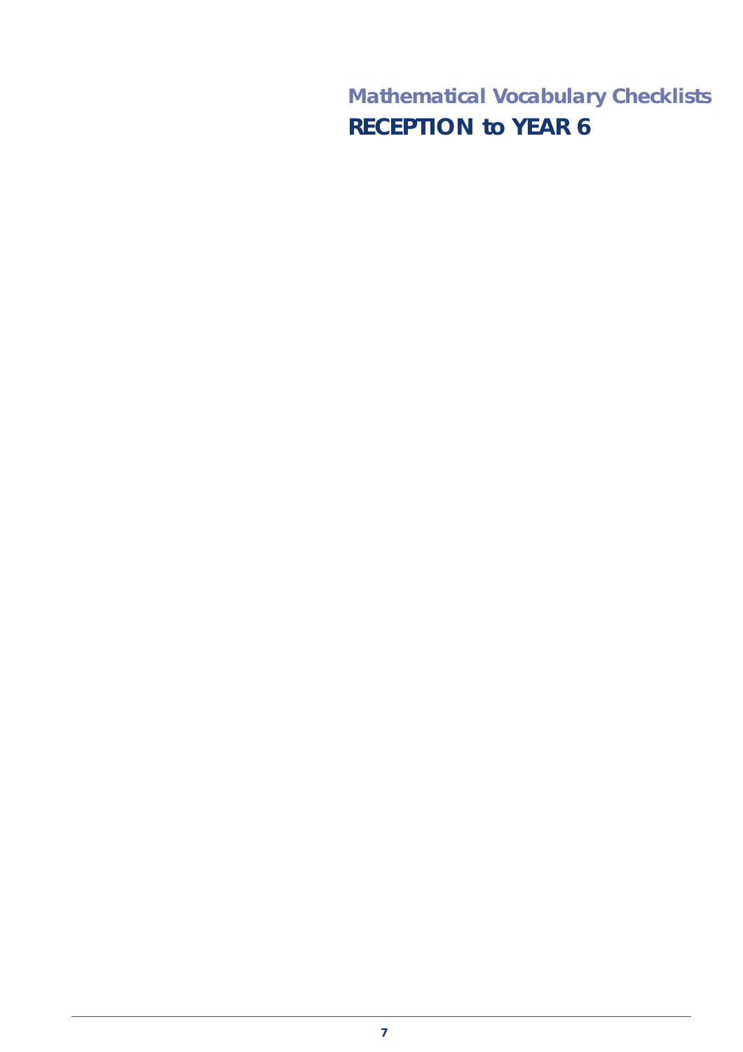## Mathematical Vocabulary Checklists

# RECEPTION to YEAR 6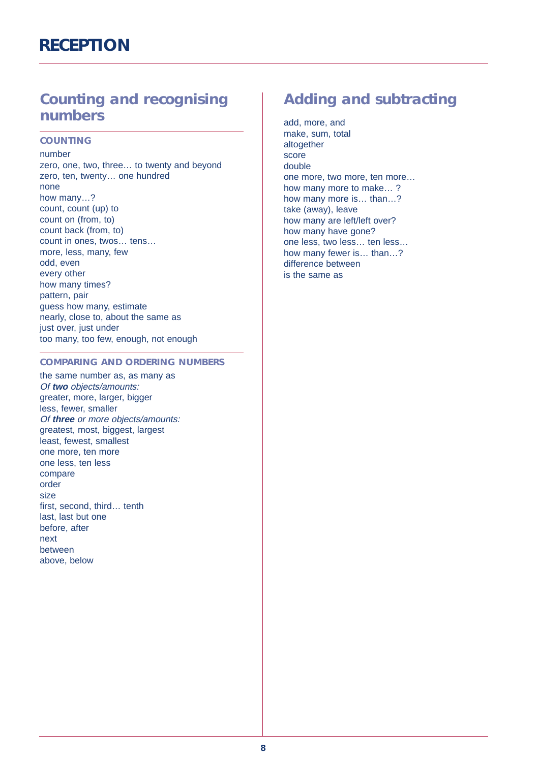# RECEPTION

## Counting and recognising numbers

### COUNTING

number
zero, one, two, three… to twenty and beyond
zero, ten, twenty… one hundred
none
how many…?
count, count (up) to
count on (from, to)
count back (from, to)
count in ones, twos… tens…
more, less, many, few
odd, even
every other
how many times?
pattern, pair
guess how many, estimate
nearly, close to, about the same as
just over, just under
too many, too few, enough, not enough

### COMPARING AND ORDERING NUMBERS

the same number as, as many as
*Of **two** objects/amounts:*
greater, more, larger, bigger
less, fewer, smaller
*Of **three** or more objects/amounts:*
greatest, most, biggest, largest
least, fewest, smallest
one more, ten more
one less, ten less
compare
order
size
first, second, third… tenth
last, last but one
before, after
next
between
above, below

## Adding and subtracting

add, more, and
make, sum, total
altogether
score
double
one more, two more, ten more…
how many more to make… ?
how many more is… than…?
take (away), leave
how many are left/left over?
how many have gone?
one less, two less… ten less…
how many fewer is… than…?
difference between
is the same as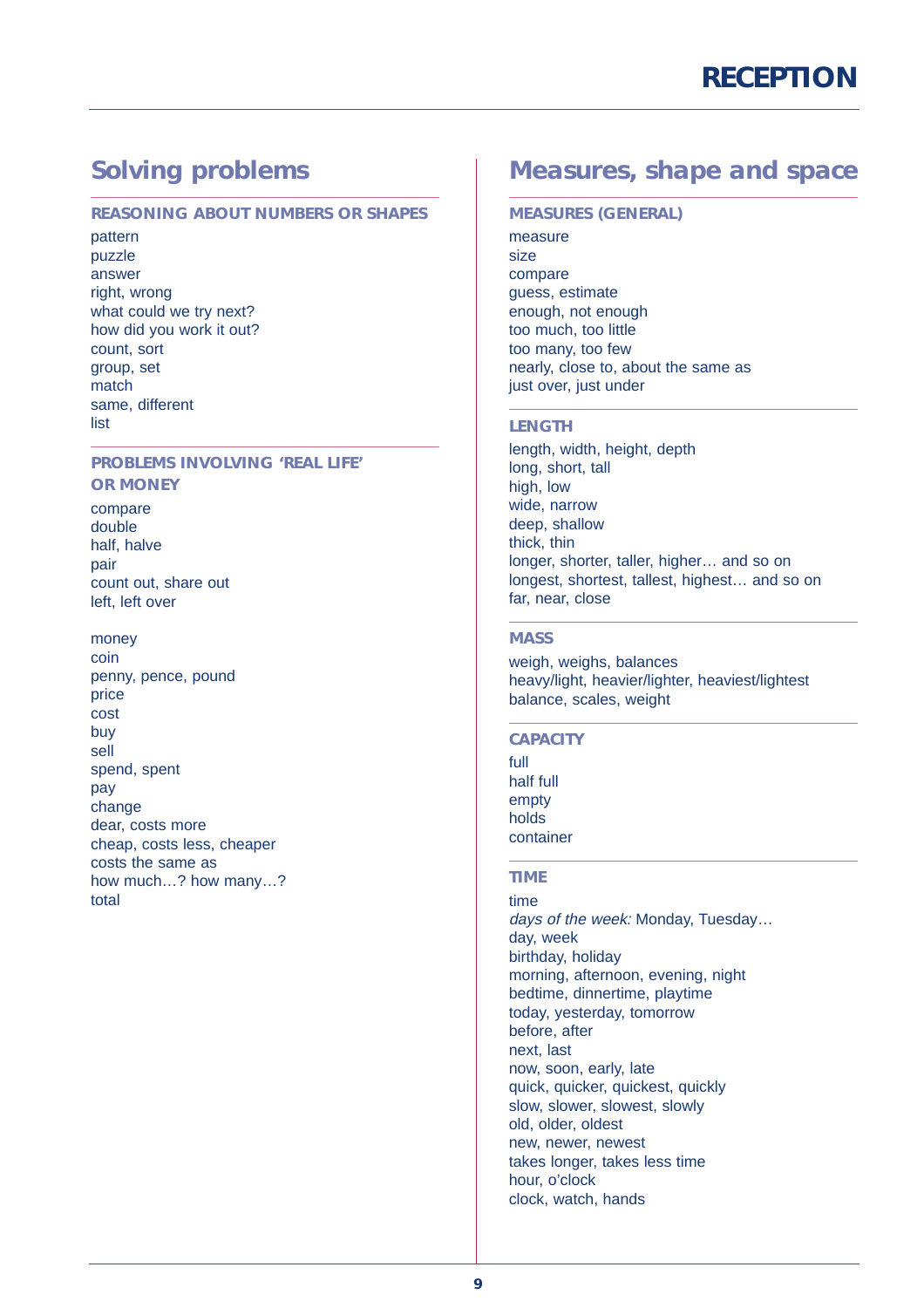# RECEPTION

## Solving problems

### REASONING ABOUT NUMBERS OR SHAPES

pattern
puzzle
answer
right, wrong
what could we try next?
how did you work it out?
count, sort
group, set
match
same, different
list

### PROBLEMS INVOLVING 'REAL LIFE' OR MONEY

compare
double
half, halve
pair
count out, share out
left, left over

money
coin
penny, pence, pound
price
cost
buy
sell
spend, spent
pay
change
dear, costs more
cheap, costs less, cheaper
costs the same as
how much…? how many…?
total

## Measures, shape and space

### MEASURES (GENERAL)

measure
size
compare
guess, estimate
enough, not enough
too much, too little
too many, too few
nearly, close to, about the same as
just over, just under

### LENGTH

length, width, height, depth
long, short, tall
high, low
wide, narrow
deep, shallow
thick, thin
longer, shorter, taller, higher… and so on
longest, shortest, tallest, highest… and so on
far, near, close

### MASS

weigh, weighs, balances
heavy/light, heavier/lighter, heaviest/lightest
balance, scales, weight

### CAPACITY

full
half full
empty
holds
container

### TIME

time
*days of the week:* Monday, Tuesday…
day, week
birthday, holiday
morning, afternoon, evening, night
bedtime, dinnertime, playtime
today, yesterday, tomorrow
before, after
next, last
now, soon, early, late
quick, quicker, quickest, quickly
slow, slower, slowest, slowly
old, older, oldest
new, newer, newest
takes longer, takes less time
hour, o'clock
clock, watch, hands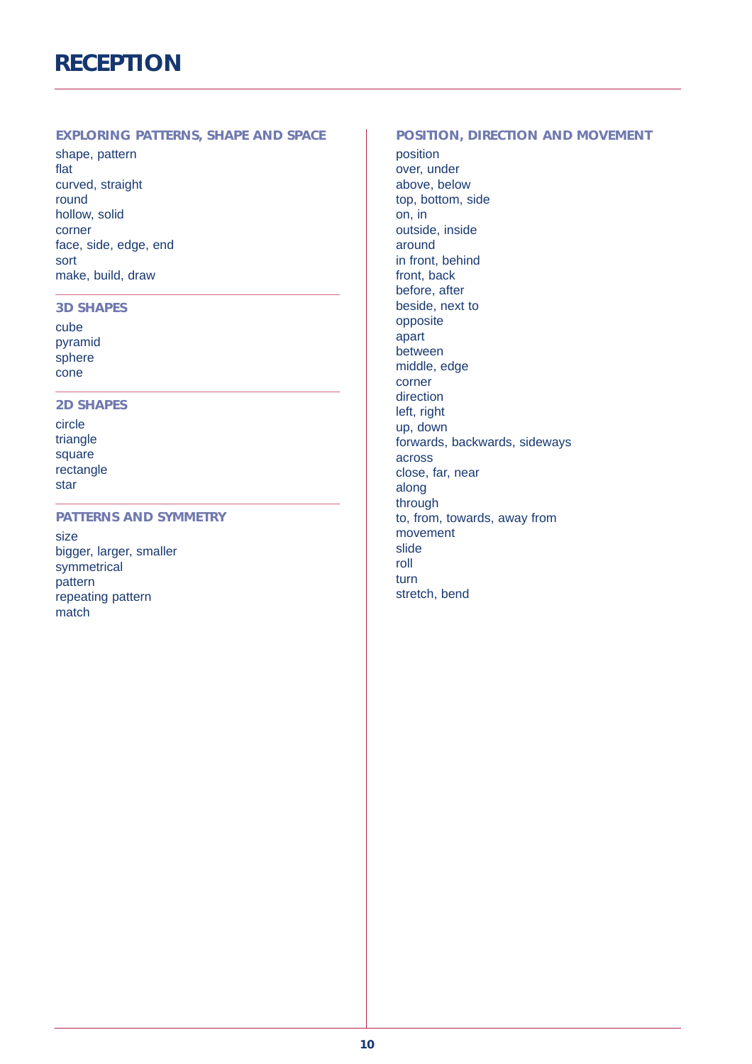# RECEPTION

### EXPLORING PATTERNS, SHAPE AND SPACE

shape, pattern
flat
curved, straight
round
hollow, solid
corner
face, side, edge, end
sort
make, build, draw

### 3D SHAPES

cube
pyramid
sphere
cone

### 2D SHAPES

circle
triangle
square
rectangle
star

### PATTERNS AND SYMMETRY

size
bigger, larger, smaller
symmetrical
pattern
repeating pattern
match

### POSITION, DIRECTION AND MOVEMENT

position
over, under
above, below
top, bottom, side
on, in
outside, inside
around
in front, behind
front, back
before, after
beside, next to
opposite
apart
between
middle, edge
corner
direction
left, right
up, down
forwards, backwards, sideways
across
close, far, near
along
through
to, from, towards, away from
movement
slide
roll
turn
stretch, bend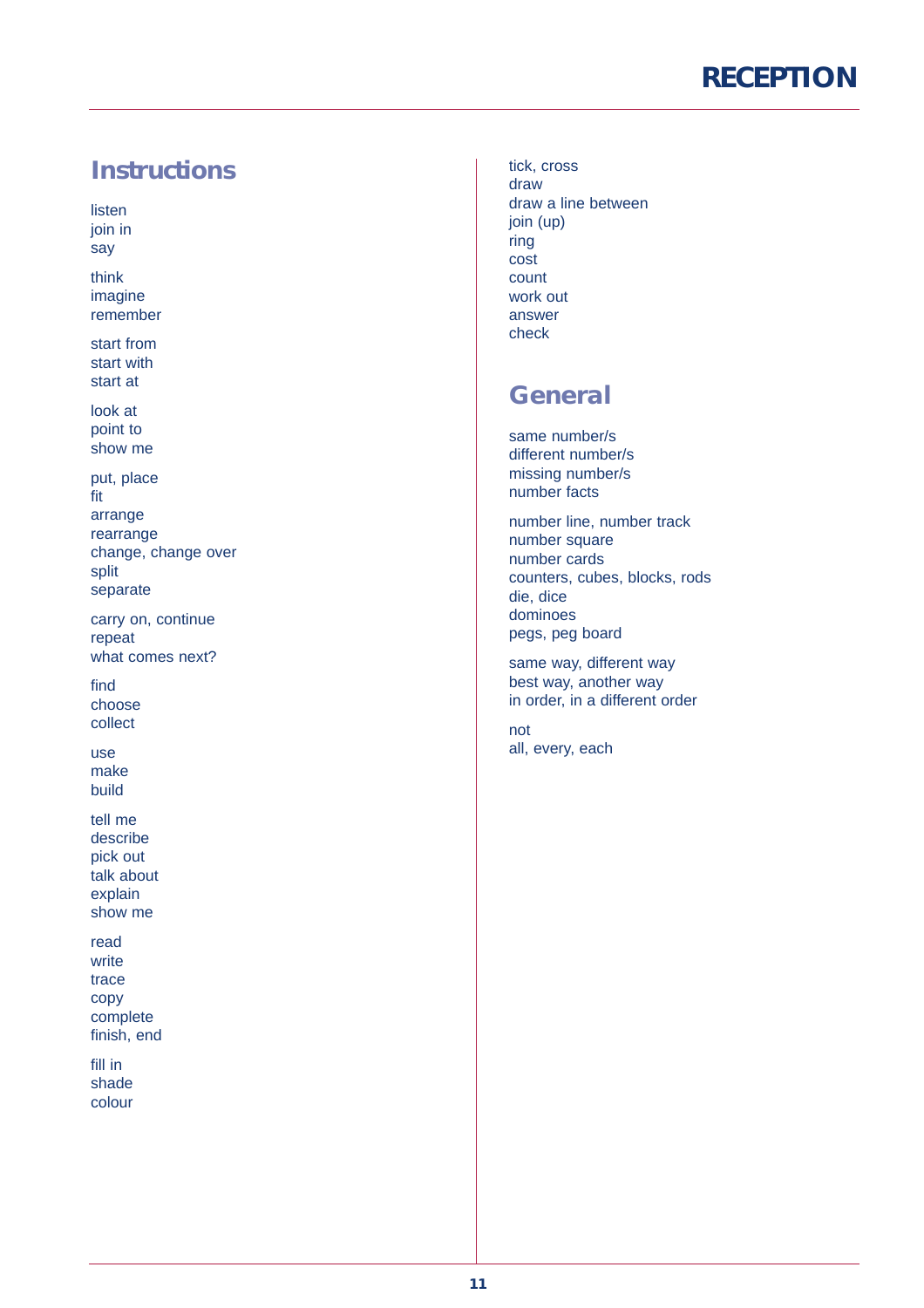## Instructions

listen
join in
say

think
imagine
remember

start from
start with
start at

look at
point to
show me

put, place
fit
arrange
rearrange
change, change over
split
separate

carry on, continue
repeat
what comes next?

find
choose
collect

use
make
build

tell me
describe
pick out
talk about
explain
show me

read
write
trace
copy
complete
finish, end

fill in
shade
colour

tick, cross
draw
draw a line between
join (up)
ring
cost
count
work out
answer
check

## General

same number/s
different number/s
missing number/s
number facts

number line, number track
number square
number cards
counters, cubes, blocks, rods
die, dice
dominoes
pegs, peg board

same way, different way
best way, another way
in order, in a different order

not
all, every, each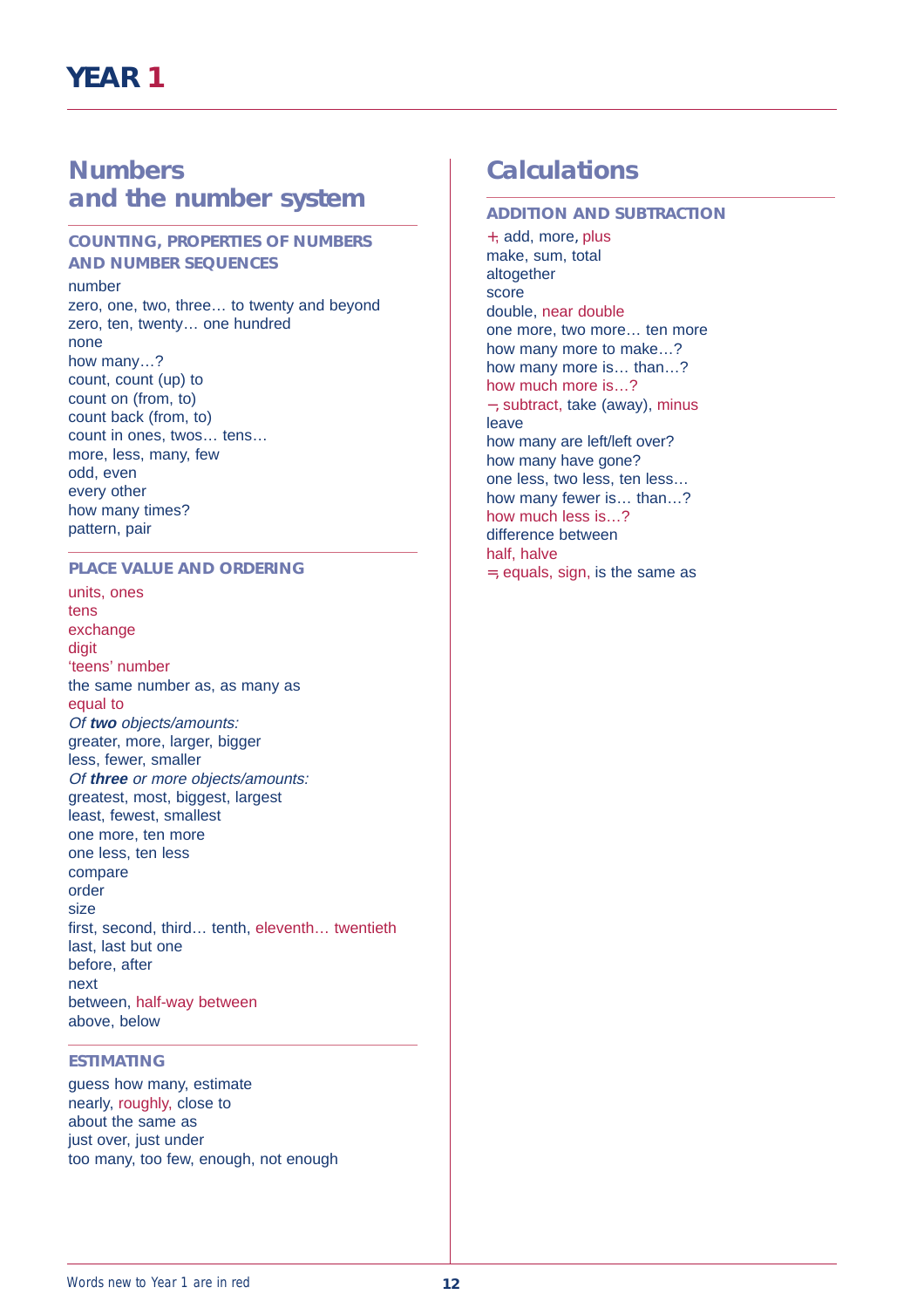# YEAR 1

## Numbers and the number system

### COUNTING, PROPERTIES OF NUMBERS AND NUMBER SEQUENCES

number
zero, one, two, three… to twenty and beyond
zero, ten, twenty… one hundred
none
how many…?
count, count (up) to
count on (from, to)
count back (from, to)
count in ones, twos… tens…
more, less, many, few
odd, even
every other
how many times?
pattern, pair

### PLACE VALUE AND ORDERING

units, ones
tens
exchange
digit
'teens' number
the same number as, as many as
equal to
*Of **two** objects/amounts:*
greater, more, larger, bigger
less, fewer, smaller
*Of **three** or more objects/amounts:*
greatest, most, biggest, largest
least, fewest, smallest
one more, ten more
one less, ten less
compare
order
size
first, second, third… tenth, eleventh… twentieth
last, last but one
before, after
next
between, half-way between
above, below

### ESTIMATING

guess how many, estimate
nearly, roughly, close to
about the same as
just over, just under
too many, too few, enough, not enough

## Calculations

### ADDITION AND SUBTRACTION

+, add, more, plus
make, sum, total
altogether
score
double, near double
one more, two more… ten more
how many more to make…?
how many more is… than…?
how much more is…?
−, subtract, take (away), minus
leave
how many are left/left over?
how many have gone?
one less, two less, ten less…
how many fewer is… than…?
how much less is…?
difference between
half, halve
=, equals, sign, is the same as

Words new to Year 1 are in red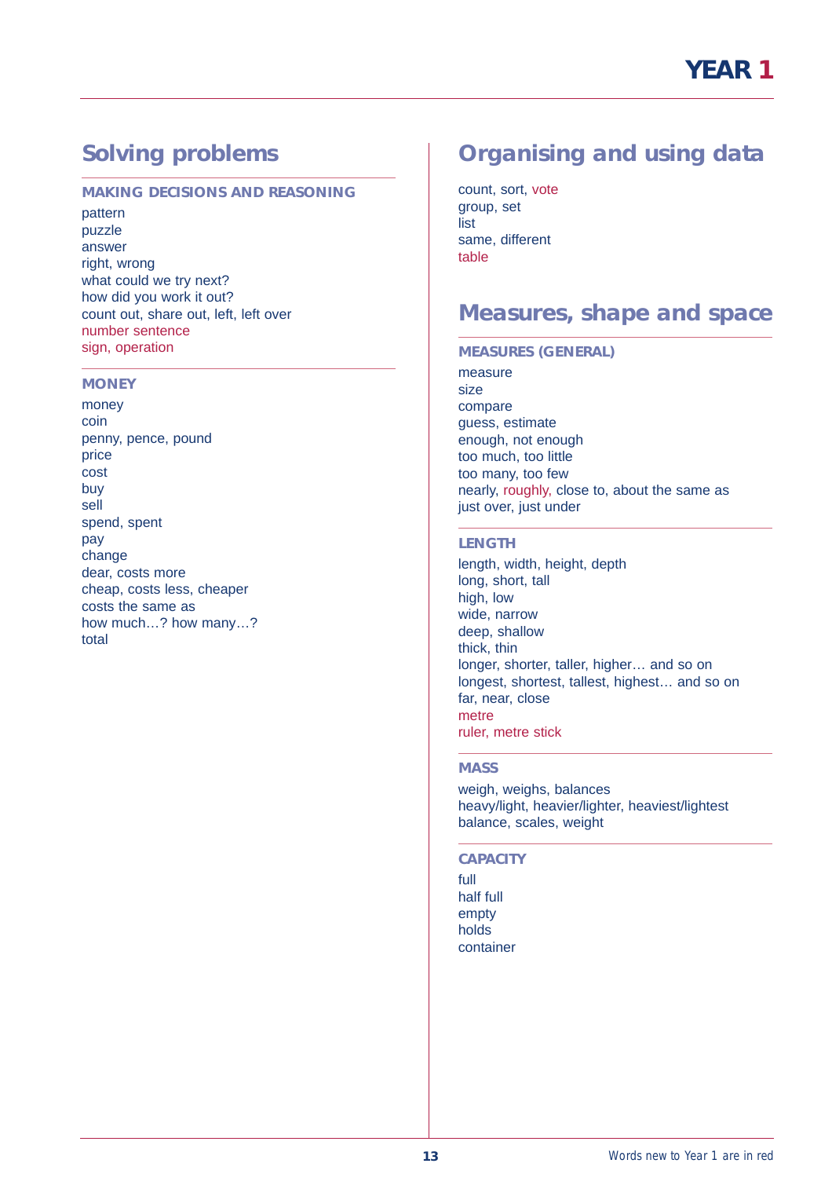# YEAR 1

## Solving problems

### MAKING DECISIONS AND REASONING

pattern
puzzle
answer
right, wrong
what could we try next?
how did you work it out?
count out, share out, left, left over
number sentence
sign, operation

### MONEY

money
coin
penny, pence, pound
price
cost
buy
sell
spend, spent
pay
change
dear, costs more
cheap, costs less, cheaper
costs the same as
how much…? how many…?
total

## Organising and using data

count, sort, vote
group, set
list
same, different
table

## Measures, shape and space

### MEASURES (GENERAL)

measure
size
compare
guess, estimate
enough, not enough
too much, too little
too many, too few
nearly, roughly, close to, about the same as
just over, just under

### LENGTH

length, width, height, depth
long, short, tall
high, low
wide, narrow
deep, shallow
thick, thin
longer, shorter, taller, higher… and so on
longest, shortest, tallest, highest… and so on
far, near, close
metre
ruler, metre stick

### MASS

weigh, weighs, balances
heavy/light, heavier/lighter, heaviest/lightest
balance, scales, weight

### CAPACITY

full
half full
empty
holds
container

Words new to Year 1 are in red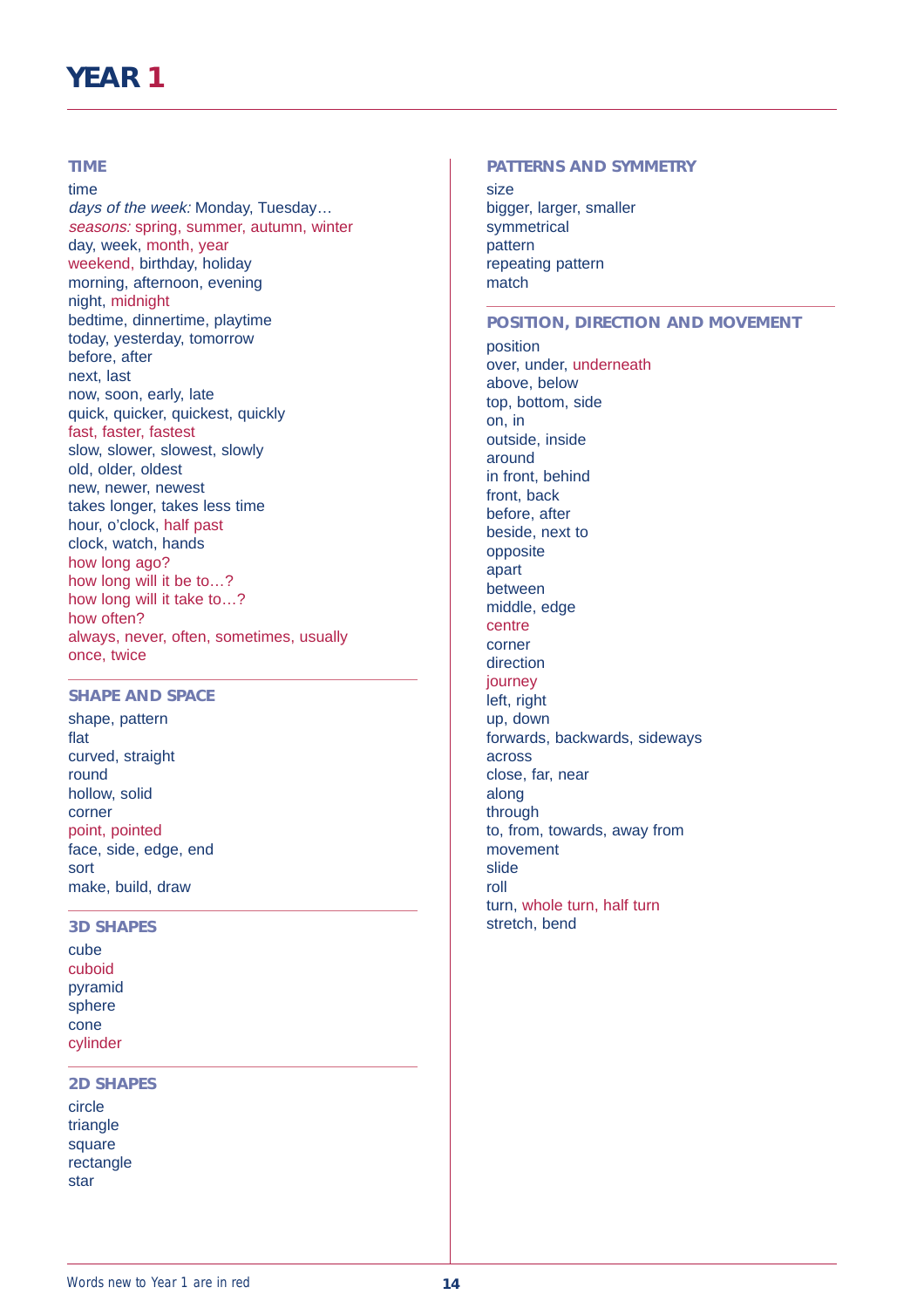# YEAR 1

## TIME

time
*days of the week:* Monday, Tuesday…
*seasons:* spring, summer, autumn, winter
day, week, month, year
weekend, birthday, holiday
morning, afternoon, evening
night, midnight
bedtime, dinnertime, playtime
today, yesterday, tomorrow
before, after
next, last
now, soon, early, late
quick, quicker, quickest, quickly
fast, faster, fastest
slow, slower, slowest, slowly
old, older, oldest
new, newer, newest
takes longer, takes less time
hour, o'clock, half past
clock, watch, hands
how long ago?
how long will it be to…?
how long will it take to…?
how often?
always, never, often, sometimes, usually
once, twice

## SHAPE AND SPACE

shape, pattern
flat
curved, straight
round
hollow, solid
corner
point, pointed
face, side, edge, end
sort
make, build, draw

## 3D SHAPES

cube
cuboid
pyramid
sphere
cone
cylinder

## 2D SHAPES

circle
triangle
square
rectangle
star

## PATTERNS AND SYMMETRY

size
bigger, larger, smaller
symmetrical
pattern
repeating pattern
match

## POSITION, DIRECTION AND MOVEMENT

position
over, under, underneath
above, below
top, bottom, side
on, in
outside, inside
around
in front, behind
front, back
before, after
beside, next to
opposite
apart
between
middle, edge
centre
corner
direction
journey
left, right
up, down
forwards, backwards, sideways
across
close, far, near
along
through
to, from, towards, away from
movement
slide
roll
turn, whole turn, half turn
stretch, bend

Words new to Year 1 are in red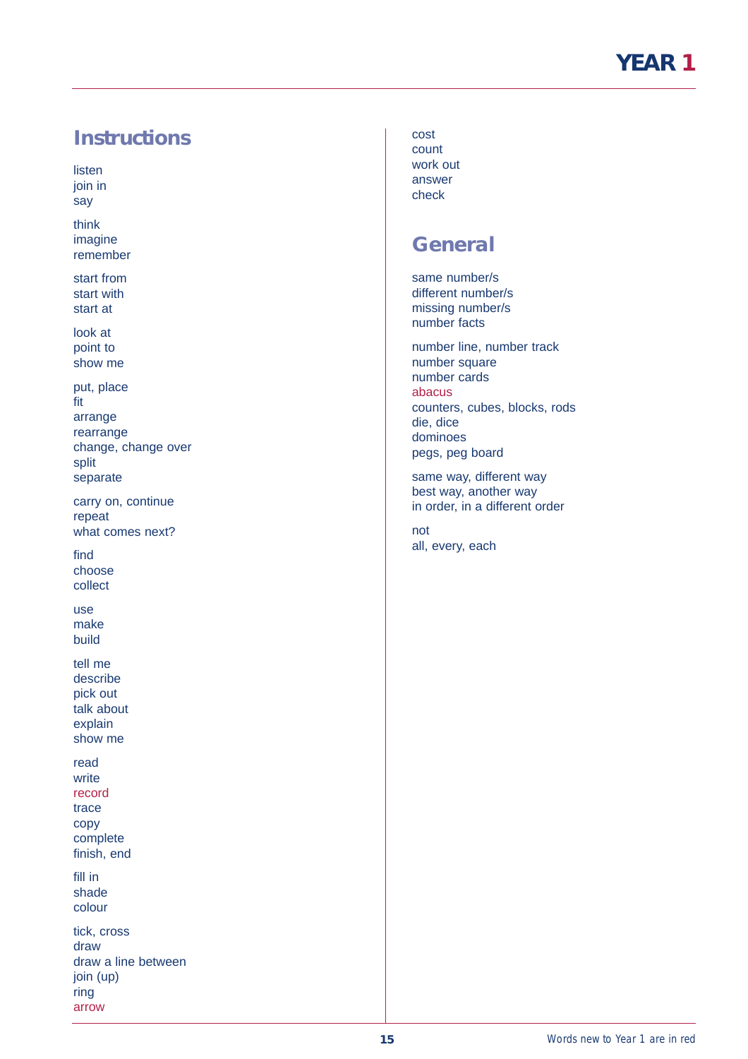## Instructions

listen
join in
say

think
imagine
remember

start from
start with
start at

look at
point to
show me

put, place
fit
arrange
rearrange
change, change over
split
separate

carry on, continue
repeat
what comes next?

find
choose
collect

use
make
build

tell me
describe
pick out
talk about
explain
show me

read
write
record
trace
copy
complete
finish, end

fill in
shade
colour

tick, cross
draw
draw a line between
join (up)
ring
arrow

cost
count
work out
answer
check

## General

same number/s
different number/s
missing number/s
number facts

number line, number track
number square
number cards
abacus
counters, cubes, blocks, rods
die, dice
dominoes
pegs, peg board

same way, different way
best way, another way
in order, in a different order

not
all, every, each

Words new to Year 1 are in red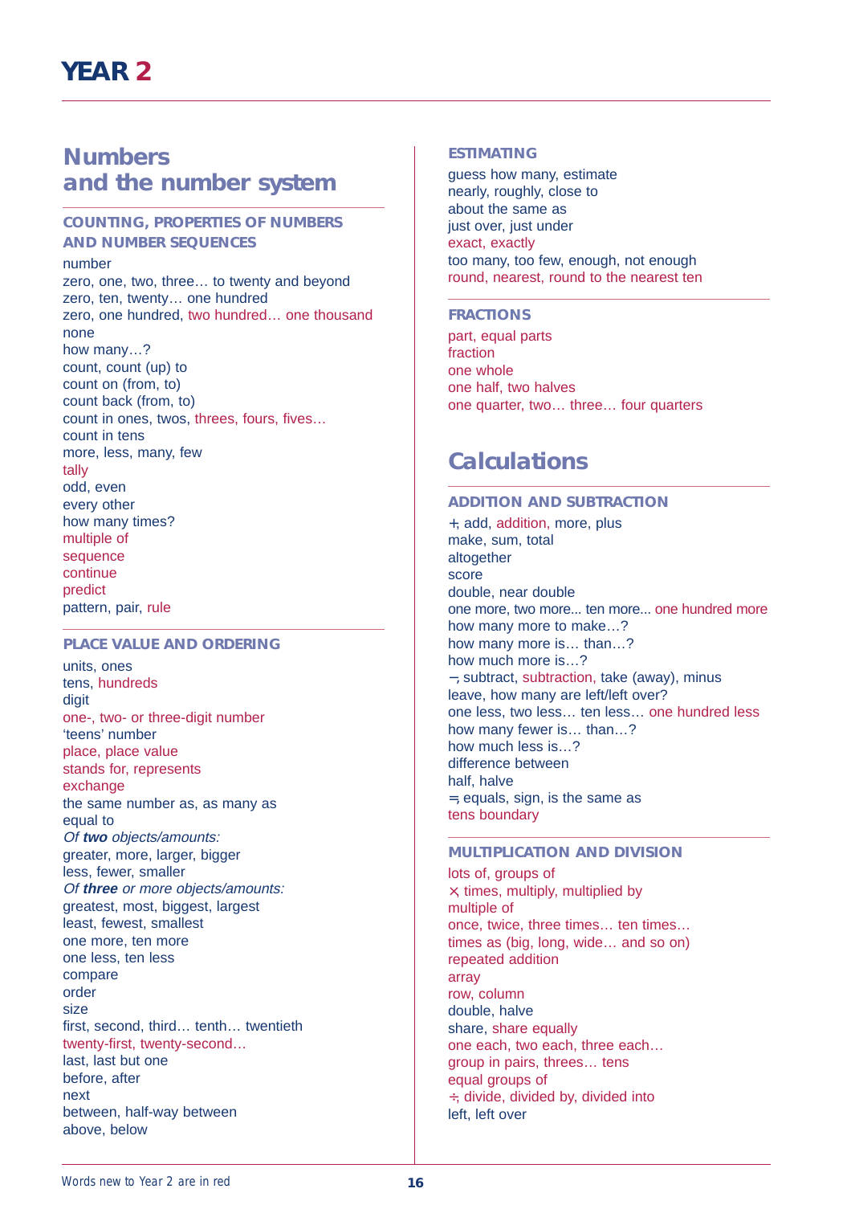# YEAR 2

## Numbers and the number system

### COUNTING, PROPERTIES OF NUMBERS AND NUMBER SEQUENCES

number
zero, one, two, three… to twenty and beyond
zero, ten, twenty… one hundred
zero, one hundred, two hundred… one thousand
none
how many…?
count, count (up) to
count on (from, to)
count back (from, to)
count in ones, twos, threes, fours, fives…
count in tens
more, less, many, few
tally
odd, even
every other
how many times?
multiple of
sequence
continue
predict
pattern, pair, rule

### PLACE VALUE AND ORDERING

units, ones
tens, hundreds
digit
one-, two- or three-digit number
'teens' number
place, place value
stands for, represents
exchange
the same number as, as many as
equal to
*Of **two** objects/amounts:*
greater, more, larger, bigger
less, fewer, smaller
*Of **three** or more objects/amounts:*
greatest, most, biggest, largest
least, fewest, smallest
one more, ten more
one less, ten less
compare
order
size
first, second, third… tenth… twentieth
twenty-first, twenty-second…
last, last but one
before, after
next
between, half-way between
above, below

### ESTIMATING

guess how many, estimate
nearly, roughly, close to
about the same as
just over, just under
exact, exactly
too many, too few, enough, not enough
round, nearest, round to the nearest ten

### FRACTIONS

part, equal parts
fraction
one whole
one half, two halves
one quarter, two… three… four quarters

## Calculations

### ADDITION AND SUBTRACTION

+, add, addition, more, plus
make, sum, total
altogether
score
double, near double
one more, two more... ten more... one hundred more
how many more to make…?
how many more is… than…?
how much more is…?
–, subtract, subtraction, take (away), minus
leave, how many are left/left over?
one less, two less… ten less… one hundred less
how many fewer is… than…?
how much less is…?
difference between
half, halve
=, equals, sign, is the same as
tens boundary

### MULTIPLICATION AND DIVISION

lots of, groups of
×, times, multiply, multiplied by
multiple of
once, twice, three times… ten times…
times as (big, long, wide… and so on)
repeated addition
array
row, column
double, halve
share, share equally
one each, two each, three each…
group in pairs, threes… tens
equal groups of
÷, divide, divided by, divided into
left, left over

Words new to Year 2 are in red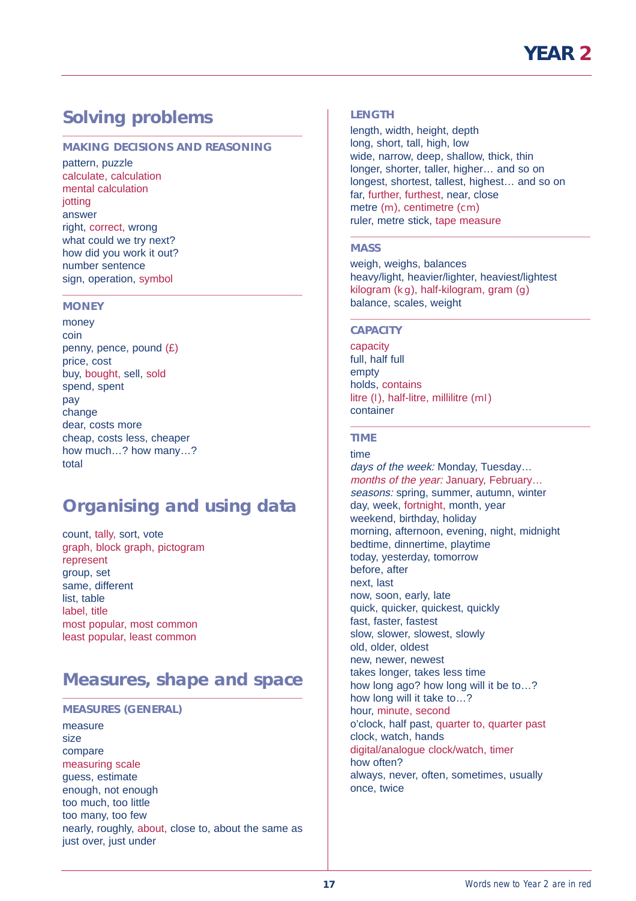## Solving problems

### MAKING DECISIONS AND REASONING

pattern, puzzle
calculate, calculation
mental calculation
jotting
answer
right, correct, wrong
what could we try next?
how did you work it out?
number sentence
sign, operation, symbol

### MONEY

money
coin
penny, pence, pound (£)
price, cost
buy, bought, sell, sold
spend, spent
pay
change
dear, costs more
cheap, costs less, cheaper
how much…? how many…?
total

## Organising and using data

count, tally, sort, vote
graph, block graph, pictogram
represent
group, set
same, different
list, table
label, title
most popular, most common
least popular, least common

## Measures, shape and space

### MEASURES (GENERAL)

measure
size
compare
measuring scale
guess, estimate
enough, not enough
too much, too little
too many, too few
nearly, roughly, about, close to, about the same as
just over, just under

### LENGTH

length, width, height, depth
long, short, tall, high, low
wide, narrow, deep, shallow, thick, thin
longer, shorter, taller, higher… and so on
longest, shortest, tallest, highest… and so on
far, further, furthest, near, close
metre (m), centimetre (cm)
ruler, metre stick, tape measure

### MASS

weigh, weighs, balances
heavy/light, heavier/lighter, heaviest/lightest
kilogram (kg), half-kilogram, gram (g)
balance, scales, weight

### CAPACITY

capacity
full, half full
empty
holds, contains
litre (l), half-litre, millilitre (ml)
container

### TIME

time
*days of the week:* Monday, Tuesday…
*months of the year:* January, February…
*seasons:* spring, summer, autumn, winter
day, week, fortnight, month, year
weekend, birthday, holiday
morning, afternoon, evening, night, midnight
bedtime, dinnertime, playtime
today, yesterday, tomorrow
before, after
next, last
now, soon, early, late
quick, quicker, quickest, quickly
fast, faster, fastest
slow, slower, slowest, slowly
old, older, oldest
new, newer, newest
takes longer, takes less time
how long ago? how long will it be to…?
how long will it take to…?
hour, minute, second
o'clock, half past, quarter to, quarter past
clock, watch, hands
digital/analogue clock/watch, timer
how often?
always, never, often, sometimes, usually
once, twice

Words new to Year 2 are in red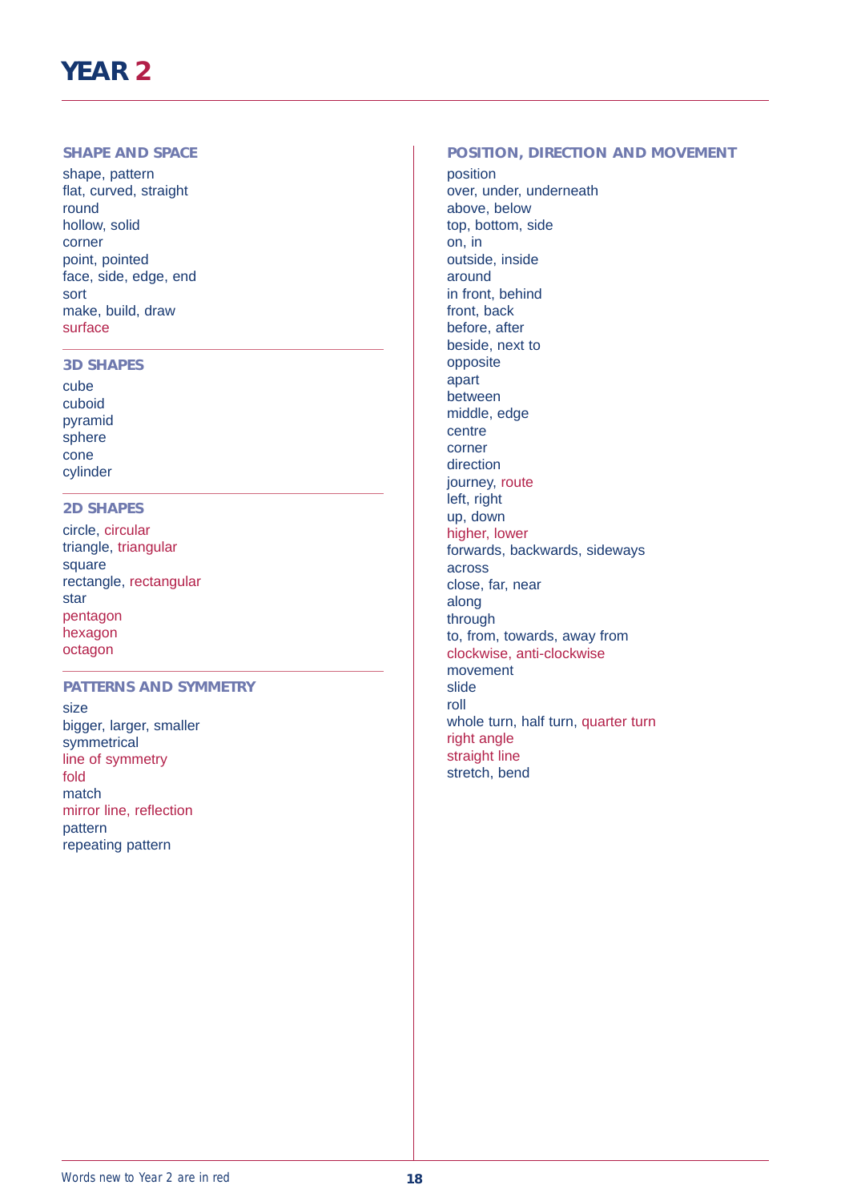# YEAR 2

## SHAPE AND SPACE

shape, pattern
flat, curved, straight
round
hollow, solid
corner
point, pointed
face, side, edge, end
sort
make, build, draw
surface

## 3D SHAPES

cube
cuboid
pyramid
sphere
cone
cylinder

## 2D SHAPES

circle, circular
triangle, triangular
square
rectangle, rectangular
star
pentagon
hexagon
octagon

## PATTERNS AND SYMMETRY

size
bigger, larger, smaller
symmetrical
line of symmetry
fold
match
mirror line, reflection
pattern
repeating pattern

## POSITION, DIRECTION AND MOVEMENT

position
over, under, underneath
above, below
top, bottom, side
on, in
outside, inside
around
in front, behind
front, back
before, after
beside, next to
opposite
apart
between
middle, edge
centre
corner
direction
journey, route
left, right
up, down
higher, lower
forwards, backwards, sideways
across
close, far, near
along
through
to, from, towards, away from
clockwise, anti-clockwise
movement
slide
roll
whole turn, half turn, quarter turn
right angle
straight line
stretch, bend

Words new to Year 2 are in red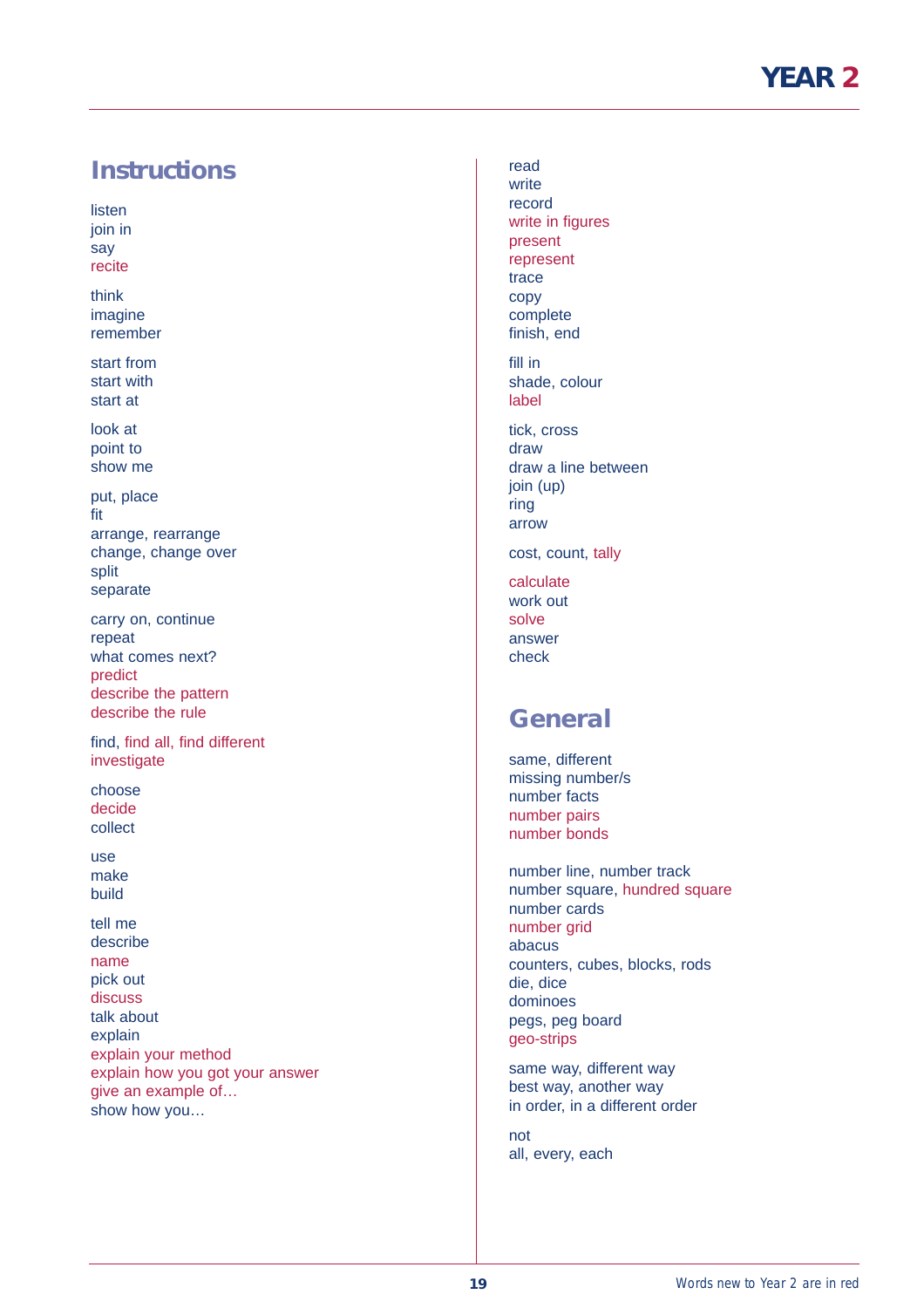## Instructions

listen
join in
say
recite

think
imagine
remember

start from
start with
start at

look at
point to
show me

put, place
fit
arrange, rearrange
change, change over
split
separate

carry on, continue
repeat
what comes next?
predict
describe the pattern
describe the rule

find, find all, find different
investigate

choose
decide
collect

use
make
build

tell me
describe
name
pick out
discuss
talk about
explain
explain your method
explain how you got your answer
give an example of…
show how you…

read
write
record
write in figures
present
represent
trace
copy
complete
finish, end

fill in
shade, colour
label

tick, cross
draw
draw a line between
join (up)
ring
arrow

cost, count, tally

calculate
work out
solve
answer
check

## General

same, different
missing number/s
number facts
number pairs
number bonds

number line, number track
number square, hundred square
number cards
number grid
abacus
counters, cubes, blocks, rods
die, dice
dominoes
pegs, peg board
geo-strips

same way, different way
best way, another way
in order, in a different order

not
all, every, each

Words new to Year 2 are in red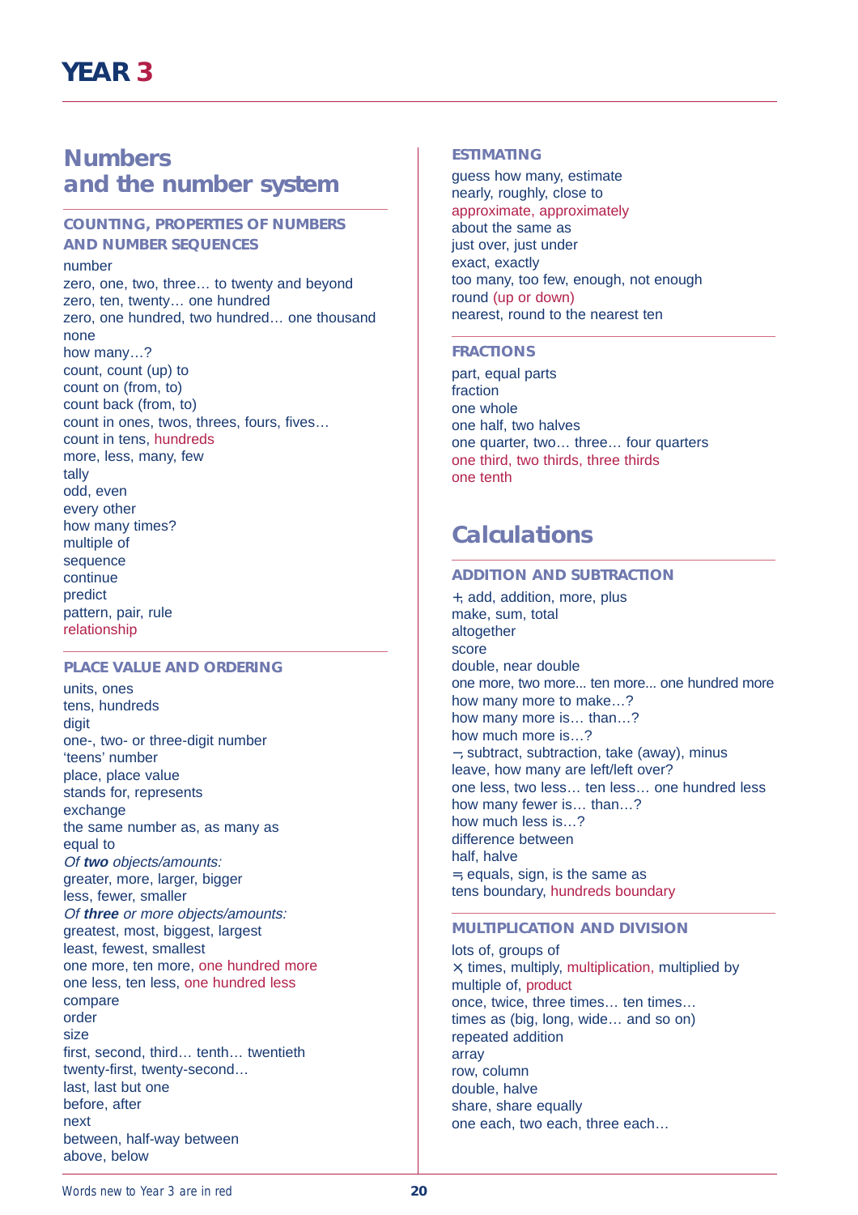# YEAR 3

## Numbers and the number system

### COUNTING, PROPERTIES OF NUMBERS AND NUMBER SEQUENCES

number
zero, one, two, three… to twenty and beyond
zero, ten, twenty… one hundred
zero, one hundred, two hundred… one thousand
none
how many…?
count, count (up) to
count on (from, to)
count back (from, to)
count in ones, twos, threes, fours, fives…
count in tens, hundreds
more, less, many, few
tally
odd, even
every other
how many times?
multiple of
sequence
continue
predict
pattern, pair, rule
relationship

### PLACE VALUE AND ORDERING

units, ones
tens, hundreds
digit
one-, two- or three-digit number
'teens' number
place, place value
stands for, represents
exchange
the same number as, as many as
equal to
*Of **two** objects/amounts:*
greater, more, larger, bigger
less, fewer, smaller
*Of **three** or more objects/amounts:*
greatest, most, biggest, largest
least, fewest, smallest
one more, ten more, one hundred more
one less, ten less, one hundred less
compare
order
size
first, second, third… tenth… twentieth
twenty-first, twenty-second…
last, last but one
before, after
next
between, half-way between
above, below

### ESTIMATING

guess how many, estimate
nearly, roughly, close to
approximate, approximately
about the same as
just over, just under
exact, exactly
too many, too few, enough, not enough
round (up or down)
nearest, round to the nearest ten

### FRACTIONS

part, equal parts
fraction
one whole
one half, two halves
one quarter, two… three… four quarters
one third, two thirds, three thirds
one tenth

## Calculations

### ADDITION AND SUBTRACTION

+, add, addition, more, plus
make, sum, total
altogether
score
double, near double
one more, two more... ten more... one hundred more
how many more to make…?
how many more is… than…?
how much more is…?
−, subtract, subtraction, take (away), minus
leave, how many are left/left over?
one less, two less… ten less… one hundred less
how many fewer is… than…?
how much less is…?
difference between
half, halve
=, equals, sign, is the same as
tens boundary, hundreds boundary

### MULTIPLICATION AND DIVISION

lots of, groups of
×, times, multiply, multiplication, multiplied by
multiple of, product
once, twice, three times… ten times…
times as (big, long, wide… and so on)
repeated addition
array
row, column
double, halve
share, share equally
one each, two each, three each…

Words new to Year 3 are in red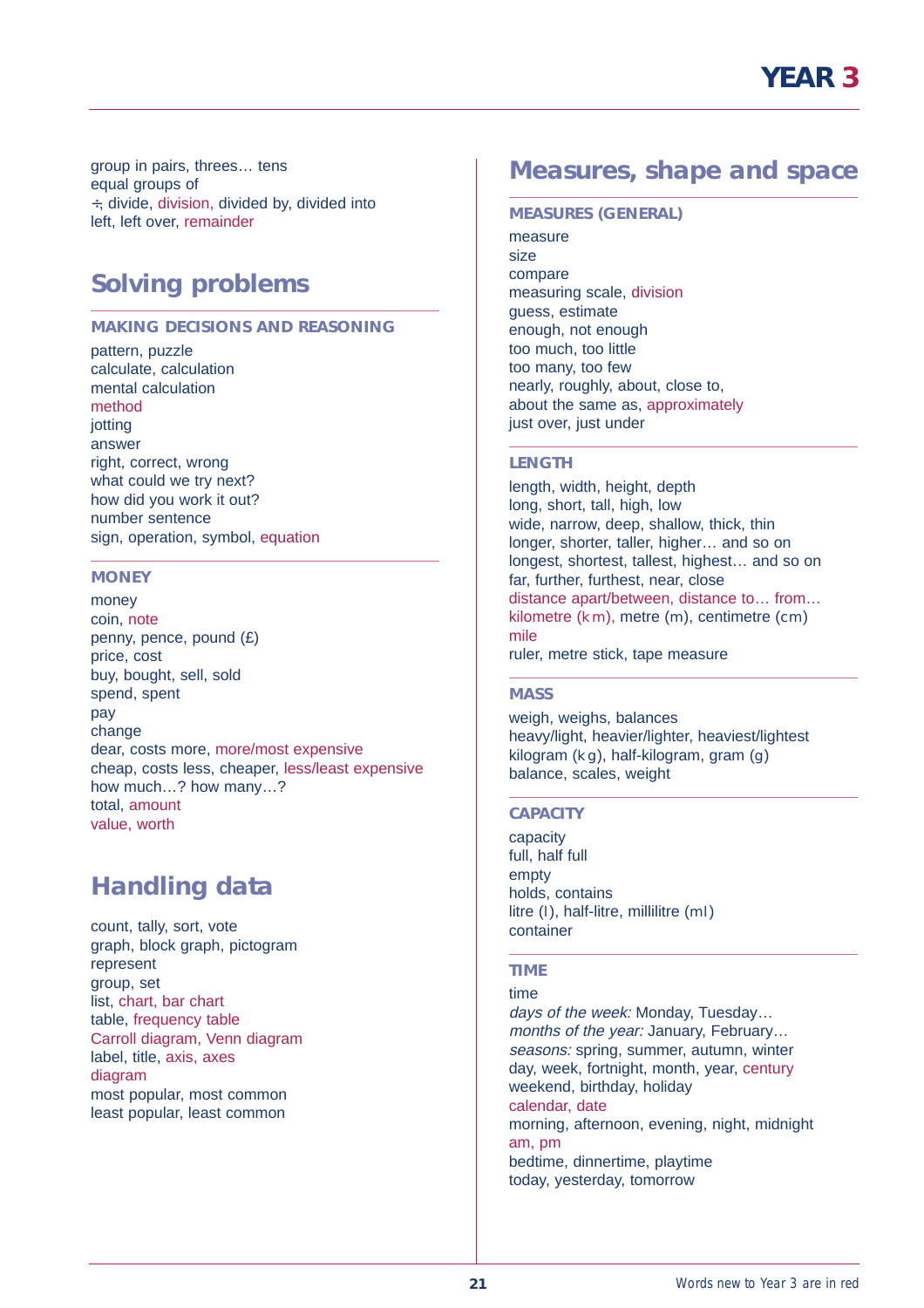group in pairs, threes… tens
equal groups of
÷, divide, division, divided by, divided into
left, left over, remainder

## Solving problems

### MAKING DECISIONS AND REASONING

pattern, puzzle
calculate, calculation
mental calculation
method
jotting
answer
right, correct, wrong
what could we try next?
how did you work it out?
number sentence
sign, operation, symbol, equation

### MONEY

money
coin, note
penny, pence, pound (£)
price, cost
buy, bought, sell, sold
spend, spent
pay
change
dear, costs more, more/most expensive
cheap, costs less, cheaper, less/least expensive
how much…? how many…?
total, amount
value, worth

## Handling data

count, tally, sort, vote
graph, block graph, pictogram
represent
group, set
list, chart, bar chart
table, frequency table
Carroll diagram, Venn diagram
label, title, axis, axes
diagram
most popular, most common
least popular, least common

## Measures, shape and space

### MEASURES (GENERAL)

measure
size
compare
measuring scale, division
guess, estimate
enough, not enough
too much, too little
too many, too few
nearly, roughly, about, close to,
about the same as, approximately
just over, just under

### LENGTH

length, width, height, depth
long, short, tall, high, low
wide, narrow, deep, shallow, thick, thin
longer, shorter, taller, higher… and so on
longest, shortest, tallest, highest… and so on
far, further, furthest, near, close
distance apart/between, distance to… from…
kilometre (km), metre (m), centimetre (cm)
mile
ruler, metre stick, tape measure

### MASS

weigh, weighs, balances
heavy/light, heavier/lighter, heaviest/lightest
kilogram (kg), half-kilogram, gram (g)
balance, scales, weight

### CAPACITY

capacity
full, half full
empty
holds, contains
litre (l), half-litre, millilitre (ml)
container

### TIME

time
*days of the week:* Monday, Tuesday…
*months of the year:* January, February…
*seasons:* spring, summer, autumn, winter
day, week, fortnight, month, year, century
weekend, birthday, holiday
calendar, date
morning, afternoon, evening, night, midnight
am, pm
bedtime, dinnertime, playtime
today, yesterday, tomorrow

Words new to Year 3 are in red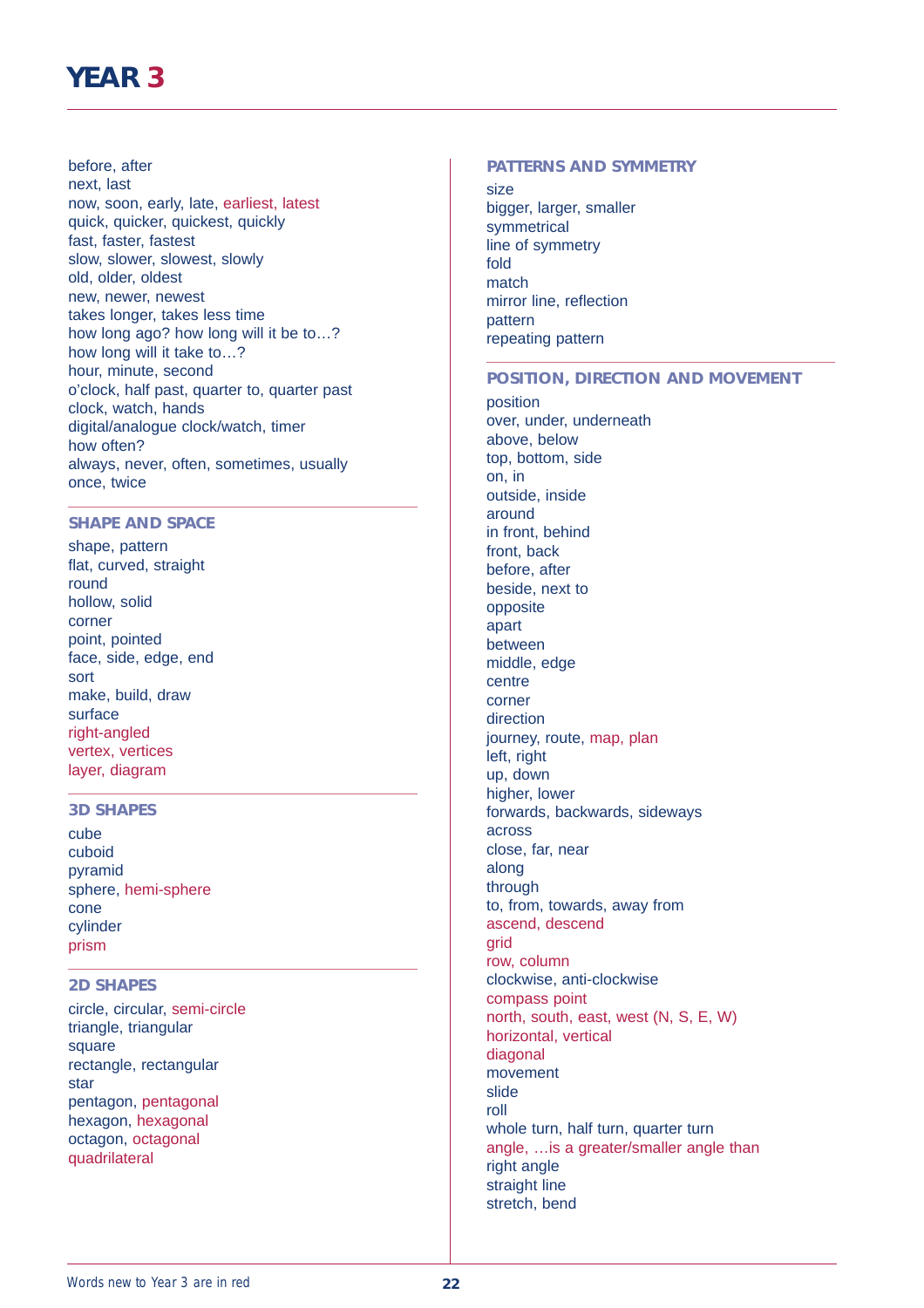# YEAR 3

before, after
next, last
now, soon, early, late, earliest, latest
quick, quicker, quickest, quickly
fast, faster, fastest
slow, slower, slowest, slowly
old, older, oldest
new, newer, newest
takes longer, takes less time
how long ago? how long will it be to…?
how long will it take to…?
hour, minute, second
o'clock, half past, quarter to, quarter past
clock, watch, hands
digital/analogue clock/watch, timer
how often?
always, never, often, sometimes, usually
once, twice

## SHAPE AND SPACE

shape, pattern
flat, curved, straight
round
hollow, solid
corner
point, pointed
face, side, edge, end
sort
make, build, draw
surface
right-angled
vertex, vertices
layer, diagram

## 3D SHAPES

cube
cuboid
pyramid
sphere, hemi-sphere
cone
cylinder
prism

## 2D SHAPES

circle, circular, semi-circle
triangle, triangular
square
rectangle, rectangular
star
pentagon, pentagonal
hexagon, hexagonal
octagon, octagonal
quadrilateral

## PATTERNS AND SYMMETRY

size
bigger, larger, smaller
symmetrical
line of symmetry
fold
match
mirror line, reflection
pattern
repeating pattern

## POSITION, DIRECTION AND MOVEMENT

position
over, under, underneath
above, below
top, bottom, side
on, in
outside, inside
around
in front, behind
front, back
before, after
beside, next to
opposite
apart
between
middle, edge
centre
corner
direction
journey, route, map, plan
left, right
up, down
higher, lower
forwards, backwards, sideways
across
close, far, near
along
through
to, from, towards, away from
ascend, descend
grid
row, column
clockwise, anti-clockwise
compass point
north, south, east, west (N, S, E, W)
horizontal, vertical
diagonal
movement
slide
roll
whole turn, half turn, quarter turn
angle, …is a greater/smaller angle than
right angle
straight line
stretch, bend

Words new to Year 3 are in red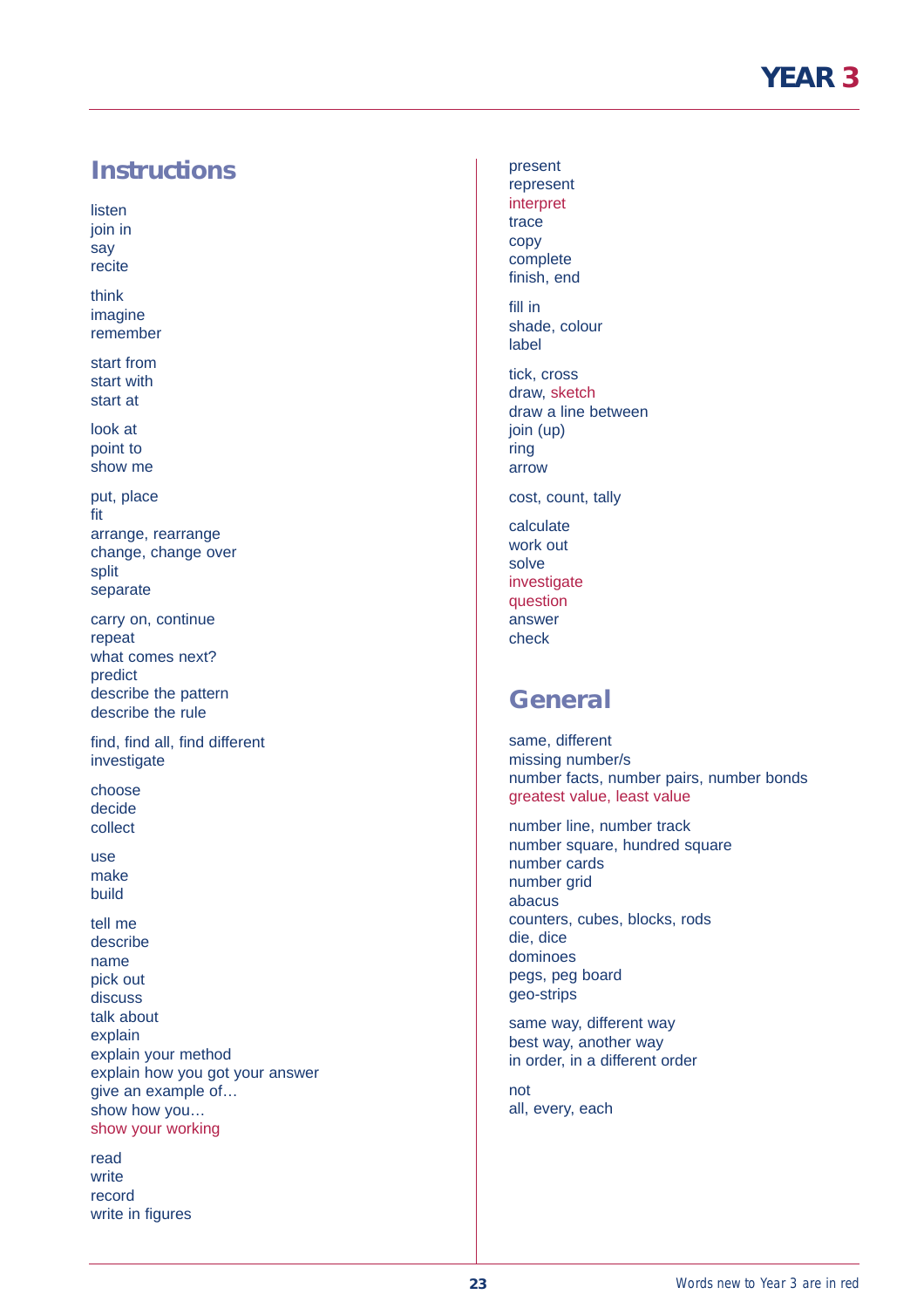## Instructions

listen
join in
say
recite

think
imagine
remember

start from
start with
start at

look at
point to
show me

put, place
fit
arrange, rearrange
change, change over
split
separate

carry on, continue
repeat
what comes next?
predict
describe the pattern
describe the rule

find, find all, find different
investigate

choose
decide
collect

use
make
build

tell me
describe
name
pick out
discuss
talk about
explain
explain your method
explain how you got your answer
give an example of…
show how you…
show your working

read
write
record
write in figures

present
represent
interpret
trace
copy
complete
finish, end

fill in
shade, colour
label

tick, cross
draw, sketch
draw a line between
join (up)
ring
arrow

cost, count, tally

calculate
work out
solve
investigate
question
answer
check

## General

same, different
missing number/s
number facts, number pairs, number bonds
greatest value, least value

number line, number track
number square, hundred square
number cards
number grid
abacus
counters, cubes, blocks, rods
die, dice
dominoes
pegs, peg board
geo-strips

same way, different way
best way, another way
in order, in a different order

not
all, every, each

Words new to Year 3 are in red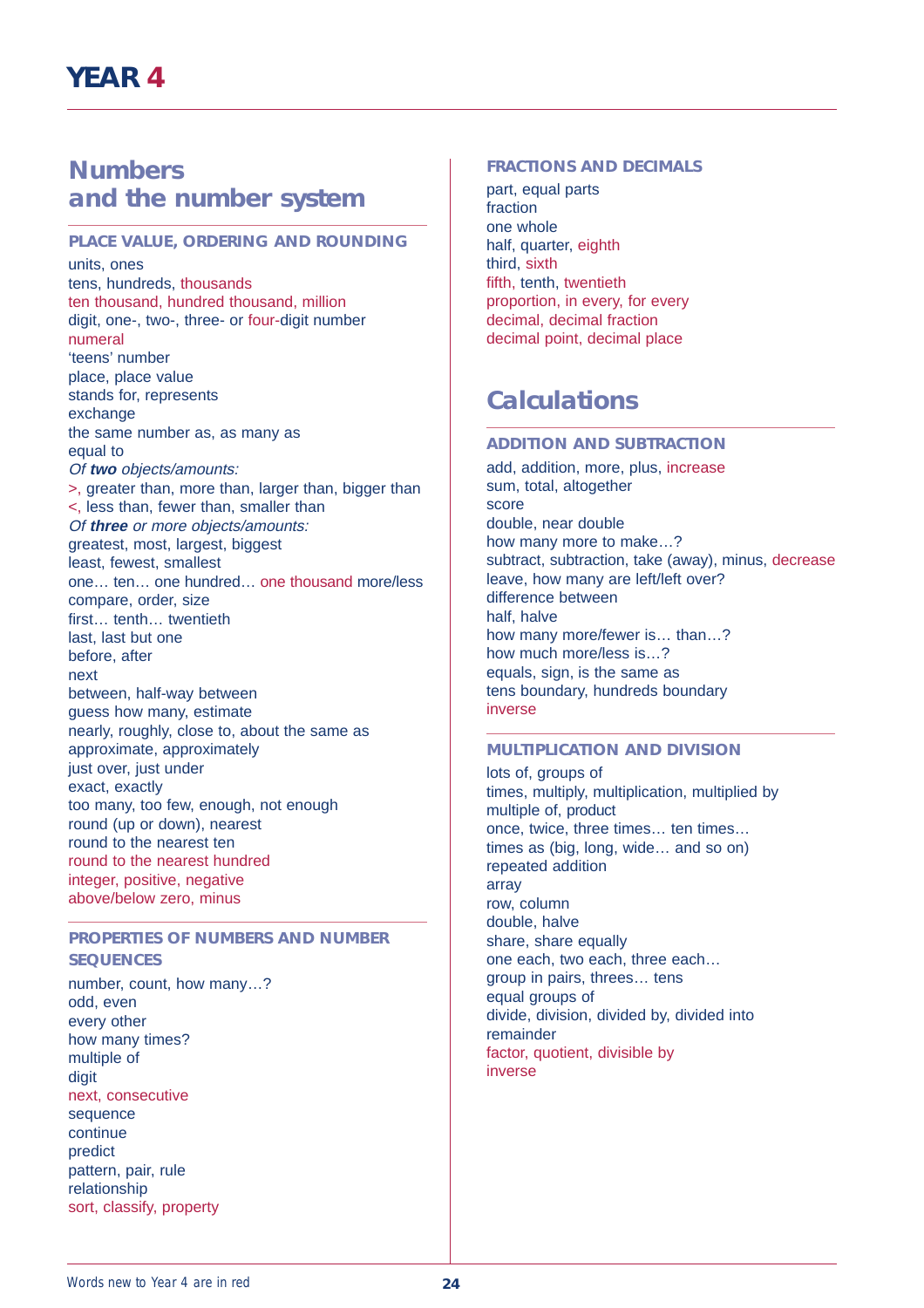# YEAR 4

## Numbers and the number system

### PLACE VALUE, ORDERING AND ROUNDING

units, ones
tens, hundreds, thousands
ten thousand, hundred thousand, million
digit, one-, two-, three- or four-digit number
numeral
'teens' number
place, place value
stands for, represents
exchange
the same number as, as many as
equal to
*Of **two** objects/amounts:*
>, greater than, more than, larger than, bigger than
<, less than, fewer than, smaller than
*Of **three** or more objects/amounts:*
greatest, most, largest, biggest
least, fewest, smallest
one… ten… one hundred… one thousand more/less
compare, order, size
first… tenth… twentieth
last, last but one
before, after
next
between, half-way between
guess how many, estimate
nearly, roughly, close to, about the same as
approximate, approximately
just over, just under
exact, exactly
too many, too few, enough, not enough
round (up or down), nearest
round to the nearest ten
round to the nearest hundred
integer, positive, negative
above/below zero, minus

### PROPERTIES OF NUMBERS AND NUMBER SEQUENCES

number, count, how many…?
odd, even
every other
how many times?
multiple of
digit
next, consecutive
sequence
continue
predict
pattern, pair, rule
relationship
sort, classify, property

### FRACTIONS AND DECIMALS

part, equal parts
fraction
one whole
half, quarter, eighth
third, sixth
fifth, tenth, twentieth
proportion, in every, for every
decimal, decimal fraction
decimal point, decimal place

## Calculations

### ADDITION AND SUBTRACTION

add, addition, more, plus, increase
sum, total, altogether
score
double, near double
how many more to make…?
subtract, subtraction, take (away), minus, decrease
leave, how many are left/left over?
difference between
half, halve
how many more/fewer is… than…?
how much more/less is…?
equals, sign, is the same as
tens boundary, hundreds boundary
inverse

### MULTIPLICATION AND DIVISION

lots of, groups of
times, multiply, multiplication, multiplied by
multiple of, product
once, twice, three times… ten times…
times as (big, long, wide… and so on)
repeated addition
array
row, column
double, halve
share, share equally
one each, two each, three each…
group in pairs, threes… tens
equal groups of
divide, division, divided by, divided into
remainder
factor, quotient, divisible by
inverse

Words new to Year 4 are in red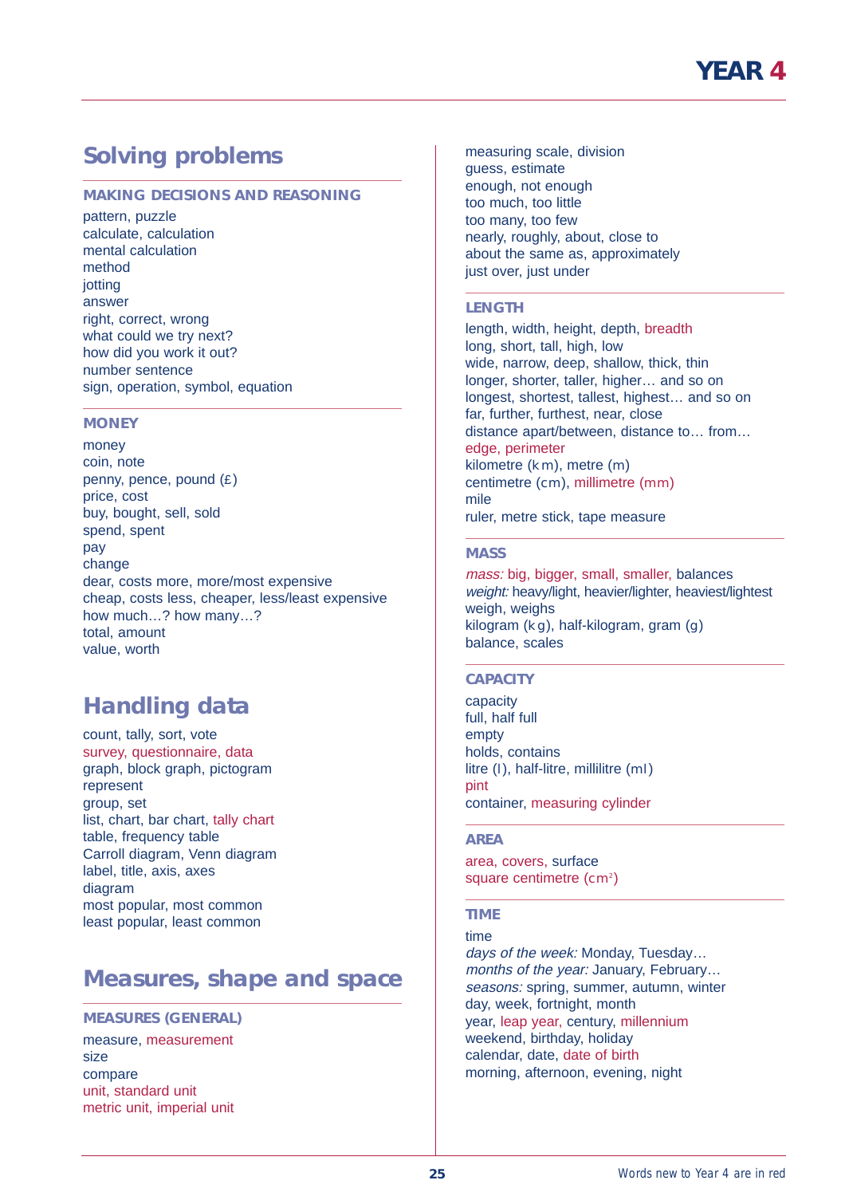# YEAR 4

## Solving problems

### MAKING DECISIONS AND REASONING

pattern, puzzle
calculate, calculation
mental calculation
method
jotting
answer
right, correct, wrong
what could we try next?
how did you work it out?
number sentence
sign, operation, symbol, equation

### MONEY

money
coin, note
penny, pence, pound (£)
price, cost
buy, bought, sell, sold
spend, spent
pay
change
dear, costs more, more/most expensive
cheap, costs less, cheaper, less/least expensive
how much…? how many…?
total, amount
value, worth

## Handling data

count, tally, sort, vote
survey, questionnaire, data
graph, block graph, pictogram
represent
group, set
list, chart, bar chart, tally chart
table, frequency table
Carroll diagram, Venn diagram
label, title, axis, axes
diagram
most popular, most common
least popular, least common

## Measures, shape and space

### MEASURES (GENERAL)

measure, measurement
size
compare
unit, standard unit
metric unit, imperial unit
measuring scale, division
guess, estimate
enough, not enough
too much, too little
too many, too few
nearly, roughly, about, close to
about the same as, approximately
just over, just under

### LENGTH

length, width, height, depth, breadth
long, short, tall, high, low
wide, narrow, deep, shallow, thick, thin
longer, shorter, taller, higher… and so on
longest, shortest, tallest, highest… and so on
far, further, furthest, near, close
distance apart/between, distance to… from…
edge, perimeter
kilometre (km), metre (m)
centimetre (cm), millimetre (mm)
mile
ruler, metre stick, tape measure

### MASS

*mass:* big, bigger, small, smaller, balances
*weight:* heavy/light, heavier/lighter, heaviest/lightest
weigh, weighs
kilogram (kg), half-kilogram, gram (g)
balance, scales

### CAPACITY

capacity
full, half full
empty
holds, contains
litre (l), half-litre, millilitre (ml)
pint
container, measuring cylinder

### AREA

area, covers, surface
square centimetre ($cm^2$)

### TIME

time
*days of the week:* Monday, Tuesday…
*months of the year:* January, February…
*seasons:* spring, summer, autumn, winter
day, week, fortnight, month
year, leap year, century, millennium
weekend, birthday, holiday
calendar, date, date of birth
morning, afternoon, evening, night

Words new to Year 4 are in red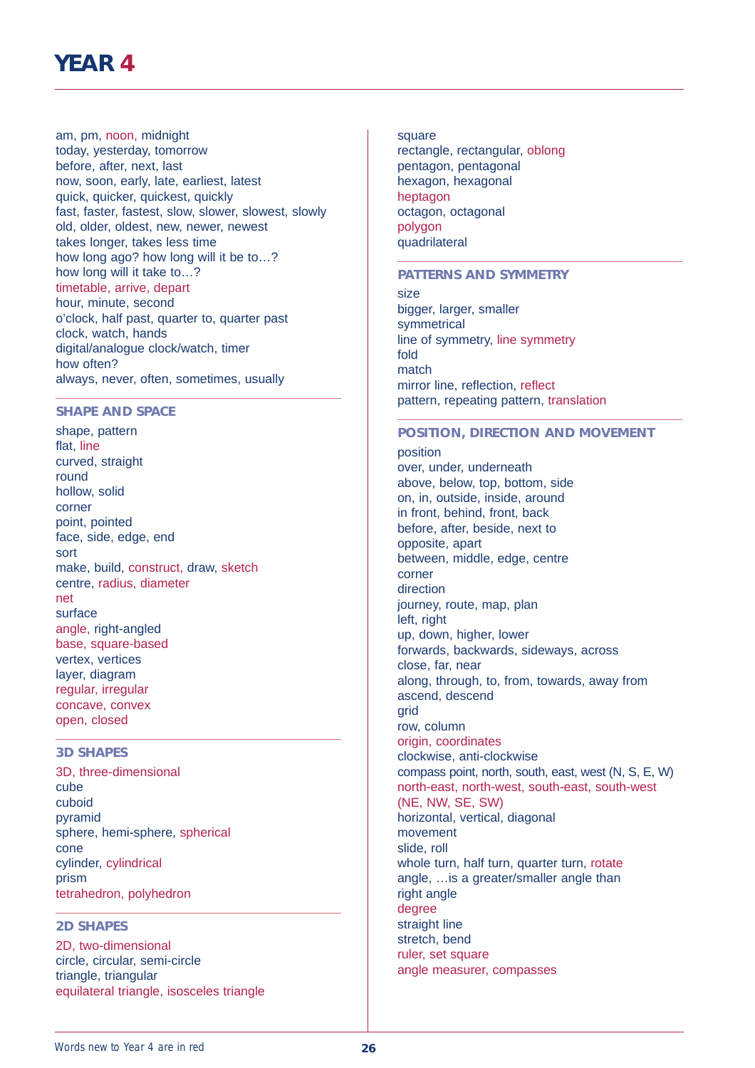# YEAR 4

am, pm, noon, midnight
today, yesterday, tomorrow
before, after, next, last
now, soon, early, late, earliest, latest
quick, quicker, quickest, quickly
fast, faster, fastest, slow, slower, slowest, slowly
old, older, oldest, new, newer, newest
takes longer, takes less time
how long ago? how long will it be to…?
how long will it take to…?
timetable, arrive, depart
hour, minute, second
o'clock, half past, quarter to, quarter past
clock, watch, hands
digital/analogue clock/watch, timer
how often?
always, never, often, sometimes, usually

## SHAPE AND SPACE

shape, pattern
flat, line
curved, straight
round
hollow, solid
corner
point, pointed
face, side, edge, end
sort
make, build, construct, draw, sketch
centre, radius, diameter
net
surface
angle, right-angled
base, square-based
vertex, vertices
layer, diagram
regular, irregular
concave, convex
open, closed

## 3D SHAPES

3D, three-dimensional
cube
cuboid
pyramid
sphere, hemi-sphere, spherical
cone
cylinder, cylindrical
prism
tetrahedron, polyhedron

## 2D SHAPES

2D, two-dimensional
circle, circular, semi-circle
triangle, triangular
equilateral triangle, isosceles triangle
square
rectangle, rectangular, oblong
pentagon, pentagonal
hexagon, hexagonal
heptagon
octagon, octagonal
polygon
quadrilateral

## PATTERNS AND SYMMETRY

size
bigger, larger, smaller
symmetrical
line of symmetry, line symmetry
fold
match
mirror line, reflection, reflect
pattern, repeating pattern, translation

## POSITION, DIRECTION AND MOVEMENT

position
over, under, underneath
above, below, top, bottom, side
on, in, outside, inside, around
in front, behind, front, back
before, after, beside, next to
opposite, apart
between, middle, edge, centre
corner
direction
journey, route, map, plan
left, right
up, down, higher, lower
forwards, backwards, sideways, across
close, far, near
along, through, to, from, towards, away from
ascend, descend
grid
row, column
origin, coordinates
clockwise, anti-clockwise
compass point, north, south, east, west (N, S, E, W)
north-east, north-west, south-east, south-west (NE, NW, SE, SW)
horizontal, vertical, diagonal
movement
slide, roll
whole turn, half turn, quarter turn, rotate
angle, …is a greater/smaller angle than
right angle
degree
straight line
stretch, bend
ruler, set square
angle measurer, compasses

Words new to Year 4 are in red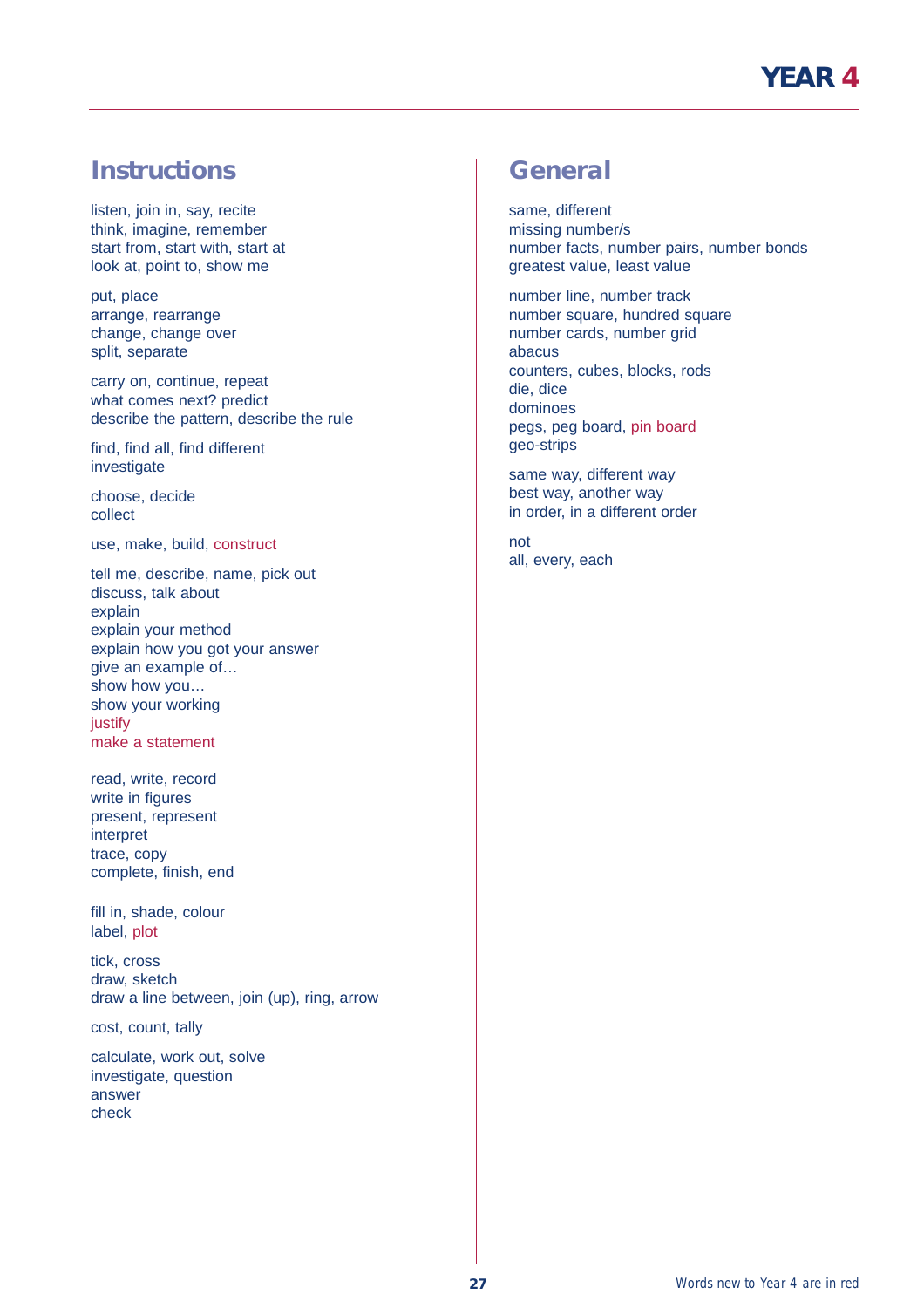## Instructions

listen, join in, say, recite
think, imagine, remember
start from, start with, start at
look at, point to, show me

put, place
arrange, rearrange
change, change over
split, separate

carry on, continue, repeat
what comes next? predict
describe the pattern, describe the rule

find, find all, find different
investigate

choose, decide
collect

use, make, build, construct

tell me, describe, name, pick out
discuss, talk about
explain
explain your method
explain how you got your answer
give an example of…
show how you…
show your working
justify
make a statement

read, write, record
write in figures
present, represent
interpret
trace, copy
complete, finish, end

fill in, shade, colour
label, plot

tick, cross
draw, sketch
draw a line between, join (up), ring, arrow

cost, count, tally

calculate, work out, solve
investigate, question
answer
check

## General

same, different
missing number/s
number facts, number pairs, number bonds
greatest value, least value

number line, number track
number square, hundred square
number cards, number grid
abacus
counters, cubes, blocks, rods
die, dice
dominoes
pegs, peg board, pin board
geo-strips

same way, different way
best way, another way
in order, in a different order

not
all, every, each

Words new to Year 4 are in red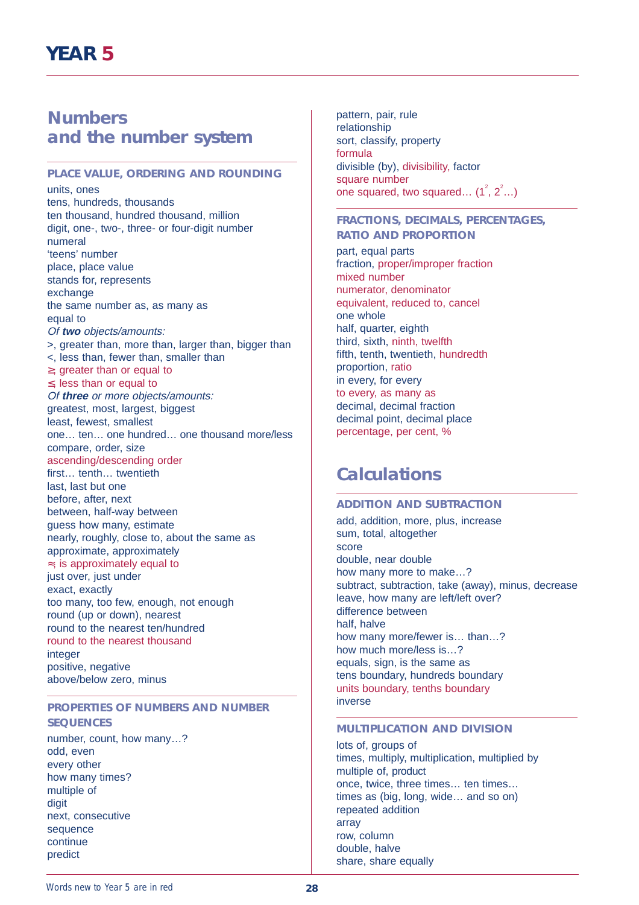# YEAR 5

## Numbers and the number system

### PLACE VALUE, ORDERING AND ROUNDING

units, ones
tens, hundreds, thousands
ten thousand, hundred thousand, million
digit, one-, two-, three- or four-digit number
numeral
'teens' number
place, place value
stands for, represents
exchange
the same number as, as many as
equal to
*Of **two** objects/amounts:*
>, greater than, more than, larger than, bigger than
<, less than, fewer than, smaller than
≥, greater than or equal to
≤, less than or equal to
*Of **three** or more objects/amounts:*
greatest, most, largest, biggest
least, fewest, smallest
one… ten… one hundred… one thousand more/less
compare, order, size
ascending/descending order
first… tenth… twentieth
last, last but one
before, after, next
between, half-way between
guess how many, estimate
nearly, roughly, close to, about the same as
approximate, approximately
≈, is approximately equal to
just over, just under
exact, exactly
too many, too few, enough, not enough
round (up or down), nearest
round to the nearest ten/hundred
round to the nearest thousand
integer
positive, negative
above/below zero, minus

### PROPERTIES OF NUMBERS AND NUMBER SEQUENCES

number, count, how many…?
odd, even
every other
how many times?
multiple of
digit
next, consecutive
sequence
continue
predict
pattern, pair, rule
relationship
sort, classify, property
formula
divisible (by), divisibility, factor
square number
one squared, two squared… ($1^2$, $2^2$…)

### FRACTIONS, DECIMALS, PERCENTAGES, RATIO AND PROPORTION

part, equal parts
fraction, proper/improper fraction
mixed number
numerator, denominator
equivalent, reduced to, cancel
one whole
half, quarter, eighth
third, sixth, ninth, twelfth
fifth, tenth, twentieth, hundredth
proportion, ratio
in every, for every
to every, as many as
decimal, decimal fraction
decimal point, decimal place
percentage, per cent, %

## Calculations

### ADDITION AND SUBTRACTION

add, addition, more, plus, increase
sum, total, altogether
score
double, near double
how many more to make…?
subtract, subtraction, take (away), minus, decrease
leave, how many are left/left over?
difference between
half, halve
how many more/fewer is… than…?
how much more/less is…?
equals, sign, is the same as
tens boundary, hundreds boundary
units boundary, tenths boundary
inverse

### MULTIPLICATION AND DIVISION

lots of, groups of
times, multiply, multiplication, multiplied by
multiple of, product
once, twice, three times… ten times…
times as (big, long, wide… and so on)
repeated addition
array
row, column
double, halve
share, share equally

Words new to Year 5 are in red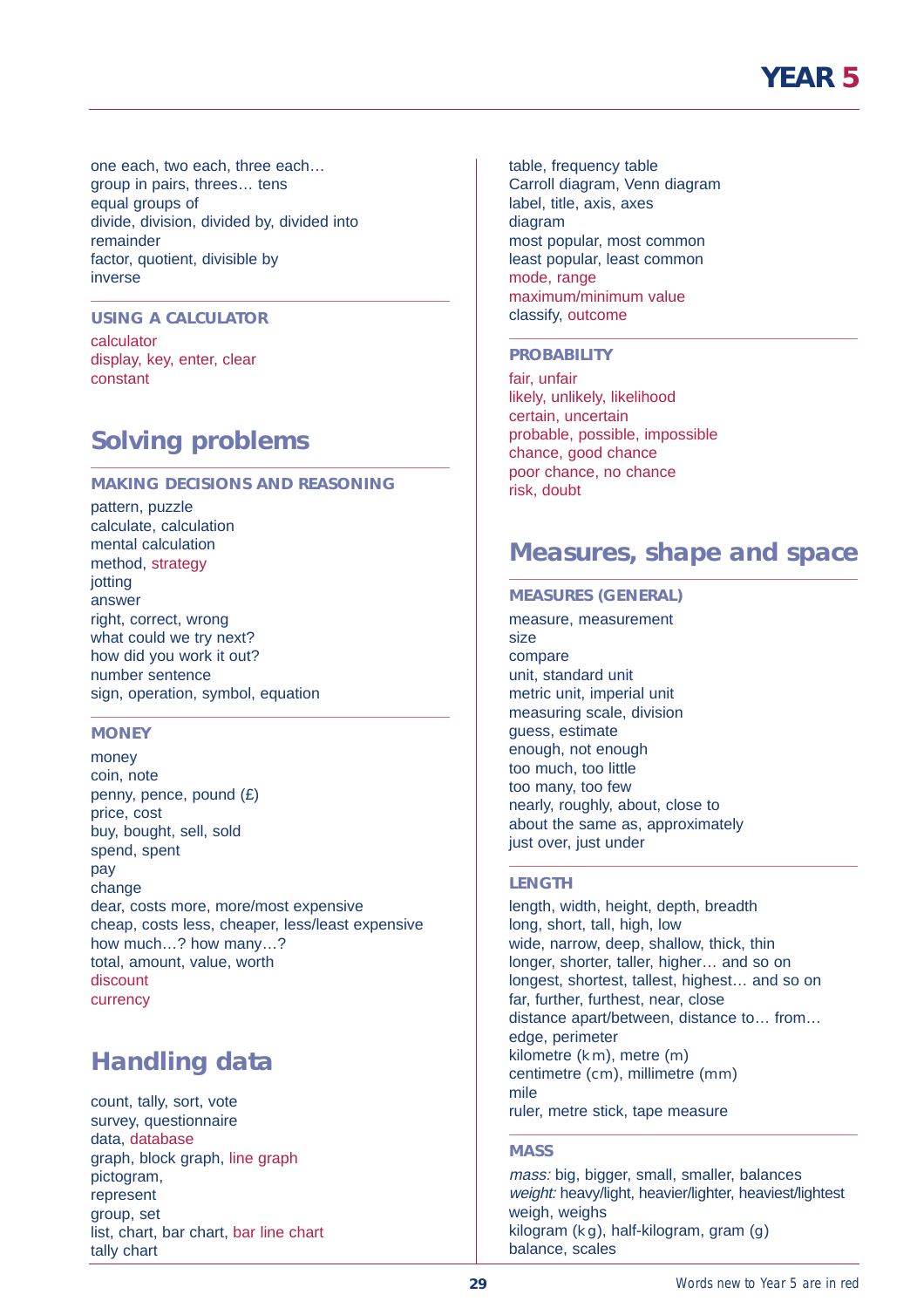one each, two each, three each…
group in pairs, threes… tens
equal groups of
divide, division, divided by, divided into
remainder
factor, quotient, divisible by
inverse

### USING A CALCULATOR

calculator
display, key, enter, clear
constant

## Solving problems

### MAKING DECISIONS AND REASONING

pattern, puzzle
calculate, calculation
mental calculation
method, strategy
jotting
answer
right, correct, wrong
what could we try next?
how did you work it out?
number sentence
sign, operation, symbol, equation

### MONEY

money
coin, note
penny, pence, pound (£)
price, cost
buy, bought, sell, sold
spend, spent
pay
change
dear, costs more, more/most expensive
cheap, costs less, cheaper, less/least expensive
how much…? how many…?
total, amount, value, worth
discount
currency

## Handling data

count, tally, sort, vote
survey, questionnaire
data, database
graph, block graph, line graph
pictogram,
represent
group, set
list, chart, bar chart, bar line chart
tally chart
table, frequency table
Carroll diagram, Venn diagram
label, title, axis, axes
diagram
most popular, most common
least popular, least common
mode, range
maximum/minimum value
classify, outcome

### PROBABILITY

fair, unfair
likely, unlikely, likelihood
certain, uncertain
probable, possible, impossible
chance, good chance
poor chance, no chance
risk, doubt

## Measures, shape and space

### MEASURES (GENERAL)

measure, measurement
size
compare
unit, standard unit
metric unit, imperial unit
measuring scale, division
guess, estimate
enough, not enough
too much, too little
too many, too few
nearly, roughly, about, close to
about the same as, approximately
just over, just under

### LENGTH

length, width, height, depth, breadth
long, short, tall, high, low
wide, narrow, deep, shallow, thick, thin
longer, shorter, taller, higher… and so on
longest, shortest, tallest, highest… and so on
far, further, furthest, near, close
distance apart/between, distance to… from…
edge, perimeter
kilometre (km), metre (m)
centimetre (cm), millimetre (mm)
mile
ruler, metre stick, tape measure

### MASS

*mass:* big, bigger, small, smaller, balances
*weight:* heavy/light, heavier/lighter, heaviest/lightest
weigh, weighs
kilogram (kg), half-kilogram, gram (g)
balance, scales

Words new to Year 5 are in red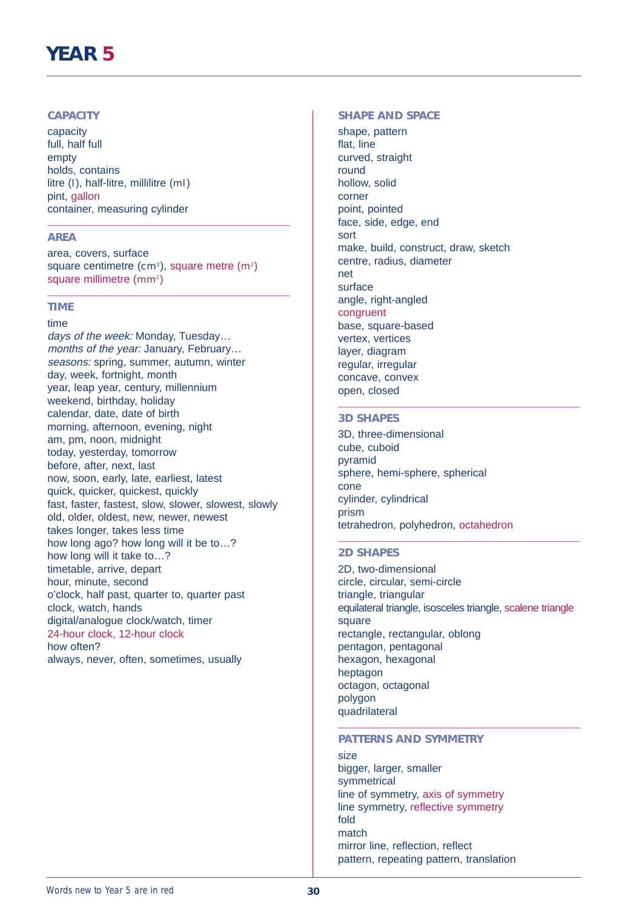# YEAR 5

## CAPACITY

capacity
full, half full
empty
holds, contains
litre (l), half-litre, millilitre (ml)
pint, gallon
container, measuring cylinder

## AREA

area, covers, surface
square centimetre ($cm^2$), square metre ($m^2$)
square millimetre ($mm^2$)

## TIME

time
*days of the week:* Monday, Tuesday…
*months of the year:* January, February…
*seasons:* spring, summer, autumn, winter
day, week, fortnight, month
year, leap year, century, millennium
weekend, birthday, holiday
calendar, date, date of birth
morning, afternoon, evening, night
am, pm, noon, midnight
today, yesterday, tomorrow
before, after, next, last
now, soon, early, late, earliest, latest
quick, quicker, quickest, quickly
fast, faster, fastest, slow, slower, slowest, slowly
old, older, oldest, new, newer, newest
takes longer, takes less time
how long ago? how long will it be to…?
how long will it take to…?
timetable, arrive, depart
hour, minute, second
o'clock, half past, quarter to, quarter past
clock, watch, hands
digital/analogue clock/watch, timer
24-hour clock, 12-hour clock
how often?
always, never, often, sometimes, usually

## SHAPE AND SPACE

shape, pattern
flat, line
curved, straight
round
hollow, solid
corner
point, pointed
face, side, edge, end
sort
make, build, construct, draw, sketch
centre, radius, diameter
net
surface
angle, right-angled
congruent
base, square-based
vertex, vertices
layer, diagram
regular, irregular
concave, convex
open, closed

## 3D SHAPES

3D, three-dimensional
cube, cuboid
pyramid
sphere, hemi-sphere, spherical
cone
cylinder, cylindrical
prism
tetrahedron, polyhedron, octahedron

## 2D SHAPES

2D, two-dimensional
circle, circular, semi-circle
triangle, triangular
equilateral triangle, isosceles triangle, scalene triangle
square
rectangle, rectangular, oblong
pentagon, pentagonal
hexagon, hexagonal
heptagon
octagon, octagonal
polygon
quadrilateral

## PATTERNS AND SYMMETRY

size
bigger, larger, smaller
symmetrical
line of symmetry, axis of symmetry
line symmetry, reflective symmetry
fold
match
mirror line, reflection, reflect
pattern, repeating pattern, translation

Words new to Year 5 are in red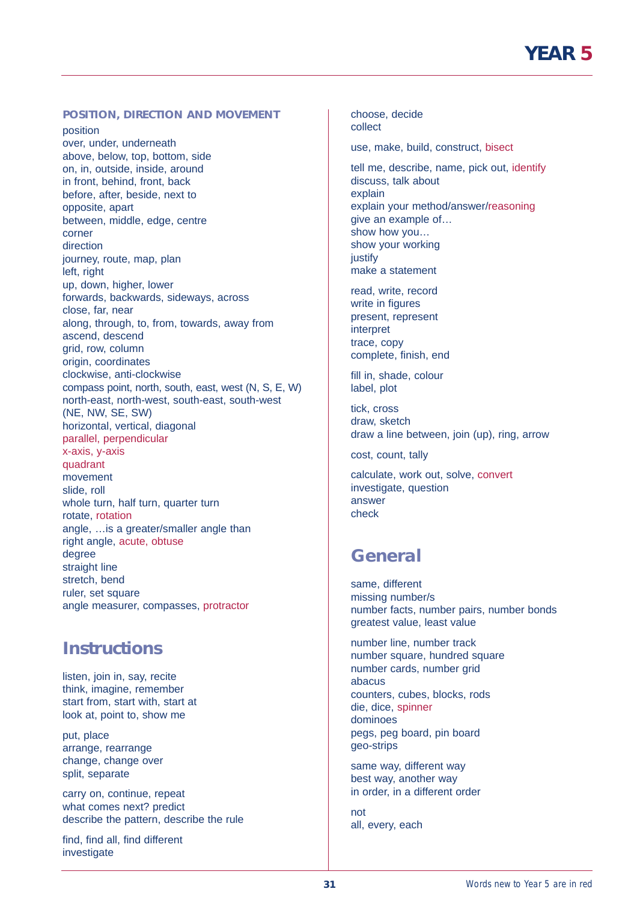### POSITION, DIRECTION AND MOVEMENT

position
over, under, underneath
above, below, top, bottom, side
on, in, outside, inside, around
in front, behind, front, back
before, after, beside, next to
opposite, apart
between, middle, edge, centre
corner
direction
journey, route, map, plan
left, right
up, down, higher, lower
forwards, backwards, sideways, across
close, far, near
along, through, to, from, towards, away from
ascend, descend
grid, row, column
origin, coordinates
clockwise, anti-clockwise
compass point, north, south, east, west (N, S, E, W)
north-east, north-west, south-east, south-west
(NE, NW, SE, SW)
horizontal, vertical, diagonal
parallel, perpendicular
x-axis, y-axis
quadrant
movement
slide, roll
whole turn, half turn, quarter turn
rotate, rotation
angle, …is a greater/smaller angle than
right angle, acute, obtuse
degree
straight line
stretch, bend
ruler, set square
angle measurer, compasses, protractor

## Instructions

listen, join in, say, recite
think, imagine, remember
start from, start with, start at
look at, point to, show me

put, place
arrange, rearrange
change, change over
split, separate

carry on, continue, repeat
what comes next? predict
describe the pattern, describe the rule

find, find all, find different
investigate

choose, decide
collect

use, make, build, construct, bisect

tell me, describe, name, pick out, identify
discuss, talk about
explain
explain your method/answer/reasoning
give an example of…
show how you…
show your working
justify
make a statement

read, write, record
write in figures
present, represent
interpret
trace, copy
complete, finish, end

fill in, shade, colour
label, plot

tick, cross
draw, sketch
draw a line between, join (up), ring, arrow

cost, count, tally

calculate, work out, solve, convert
investigate, question
answer
check

## General

same, different
missing number/s
number facts, number pairs, number bonds
greatest value, least value

number line, number track
number square, hundred square
number cards, number grid
abacus
counters, cubes, blocks, rods
die, dice, spinner
dominoes
pegs, peg board, pin board
geo-strips

same way, different way
best way, another way
in order, in a different order

not
all, every, each

Words new to Year 5 are in red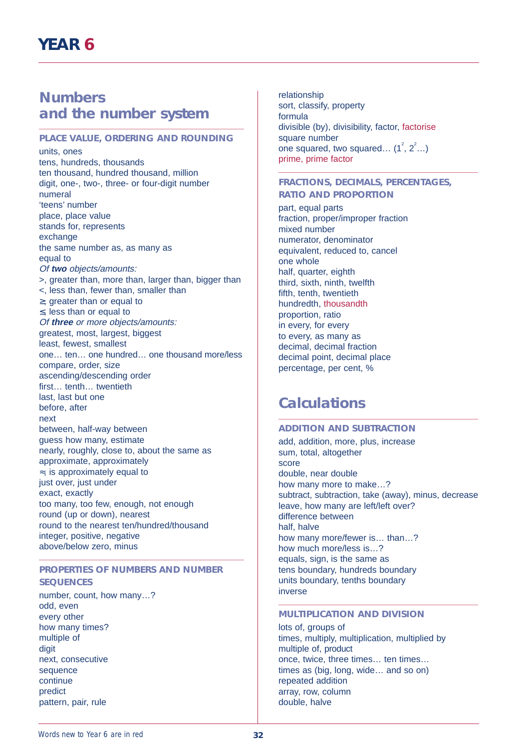# YEAR 6

## Numbers and the number system

### PLACE VALUE, ORDERING AND ROUNDING

units, ones
tens, hundreds, thousands
ten thousand, hundred thousand, million
digit, one-, two-, three- or four-digit number
numeral
'teens' number
place, place value
stands for, represents
exchange
the same number as, as many as
equal to
*Of **two** objects/amounts:*
>, greater than, more than, larger than, bigger than
<, less than, fewer than, smaller than
≥, greater than or equal to
≤, less than or equal to
*Of **three** or more objects/amounts:*
greatest, most, largest, biggest
least, fewest, smallest
one… ten… one hundred… one thousand more/less
compare, order, size
ascending/descending order
first… tenth… twentieth
last, last but one
before, after
next
between, half-way between
guess how many, estimate
nearly, roughly, close to, about the same as
approximate, approximately
≈, is approximately equal to
just over, just under
exact, exactly
too many, too few, enough, not enough
round (up or down), nearest
round to the nearest ten/hundred/thousand
integer, positive, negative
above/below zero, minus

### PROPERTIES OF NUMBERS AND NUMBER SEQUENCES

number, count, how many…?
odd, even
every other
how many times?
multiple of
digit
next, consecutive
sequence
continue
predict
pattern, pair, rule
relationship
sort, classify, property
formula
divisible (by), divisibility, factor, factorise
square number
one squared, two squared… ($1^2$, $2^2$…)
prime, prime factor

### FRACTIONS, DECIMALS, PERCENTAGES, RATIO AND PROPORTION

part, equal parts
fraction, proper/improper fraction
mixed number
numerator, denominator
equivalent, reduced to, cancel
one whole
half, quarter, eighth
third, sixth, ninth, twelfth
fifth, tenth, twentieth
hundredth, thousandth
proportion, ratio
in every, for every
to every, as many as
decimal, decimal fraction
decimal point, decimal place
percentage, per cent, %

## Calculations

### ADDITION AND SUBTRACTION

add, addition, more, plus, increase
sum, total, altogether
score
double, near double
how many more to make…?
subtract, subtraction, take (away), minus, decrease
leave, how many are left/left over?
difference between
half, halve
how many more/fewer is… than…?
how much more/less is…?
equals, sign, is the same as
tens boundary, hundreds boundary
units boundary, tenths boundary
inverse

### MULTIPLICATION AND DIVISION

lots of, groups of
times, multiply, multiplication, multiplied by
multiple of, product
once, twice, three times… ten times…
times as (big, long, wide… and so on)
repeated addition
array, row, column
double, halve

Words new to Year 6 are in red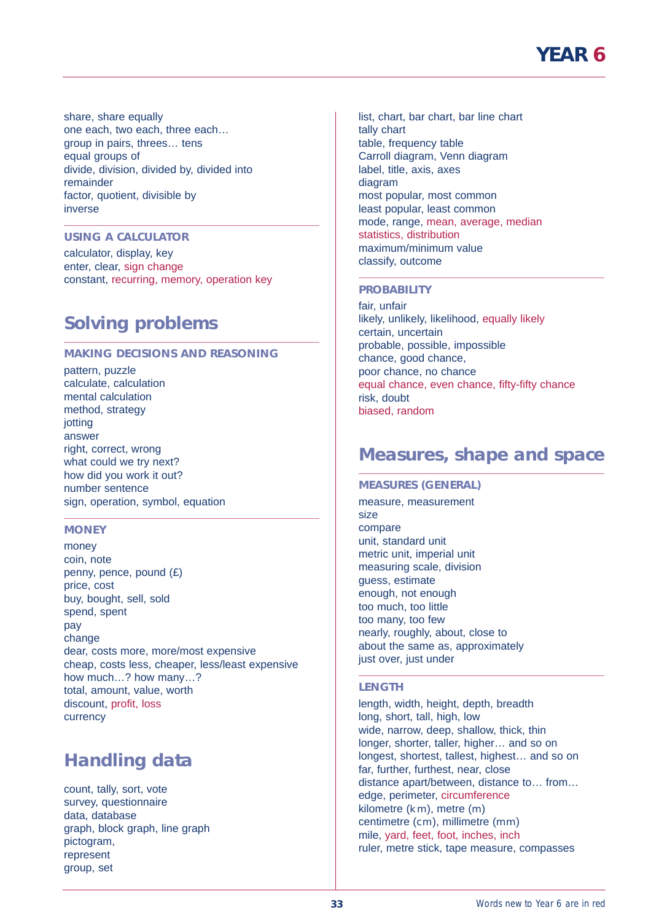share, share equally
one each, two each, three each…
group in pairs, threes… tens
equal groups of
divide, division, divided by, divided into
remainder
factor, quotient, divisible by
inverse

### USING A CALCULATOR

calculator, display, key
enter, clear, sign change
constant, recurring, memory, operation key

## Solving problems

### MAKING DECISIONS AND REASONING

pattern, puzzle
calculate, calculation
mental calculation
method, strategy
jotting
answer
right, correct, wrong
what could we try next?
how did you work it out?
number sentence
sign, operation, symbol, equation

### MONEY

money
coin, note
penny, pence, pound (£)
price, cost
buy, bought, sell, sold
spend, spent
pay
change
dear, costs more, more/most expensive
cheap, costs less, cheaper, less/least expensive
how much…? how many…?
total, amount, value, worth
discount, profit, loss
currency

## Handling data

count, tally, sort, vote
survey, questionnaire
data, database
graph, block graph, line graph
pictogram,
represent
group, set
list, chart, bar chart, bar line chart
tally chart
table, frequency table
Carroll diagram, Venn diagram
label, title, axis, axes
diagram
most popular, most common
least popular, least common
mode, range, mean, average, median
statistics, distribution
maximum/minimum value
classify, outcome

### PROBABILITY

fair, unfair
likely, unlikely, likelihood, equally likely
certain, uncertain
probable, possible, impossible
chance, good chance,
poor chance, no chance
equal chance, even chance, fifty-fifty chance
risk, doubt
biased, random

## Measures, shape and space

### MEASURES (GENERAL)

measure, measurement
size
compare
unit, standard unit
metric unit, imperial unit
measuring scale, division
guess, estimate
enough, not enough
too much, too little
too many, too few
nearly, roughly, about, close to
about the same as, approximately
just over, just under

### LENGTH

length, width, height, depth, breadth
long, short, tall, high, low
wide, narrow, deep, shallow, thick, thin
longer, shorter, taller, higher… and so on
longest, shortest, tallest, highest… and so on
far, further, furthest, near, close
distance apart/between, distance to… from…
edge, perimeter, circumference
kilometre (km), metre (m)
centimetre (cm), millimetre (mm)
mile, yard, feet, foot, inches, inch
ruler, metre stick, tape measure, compasses

Words new to Year 6 are in red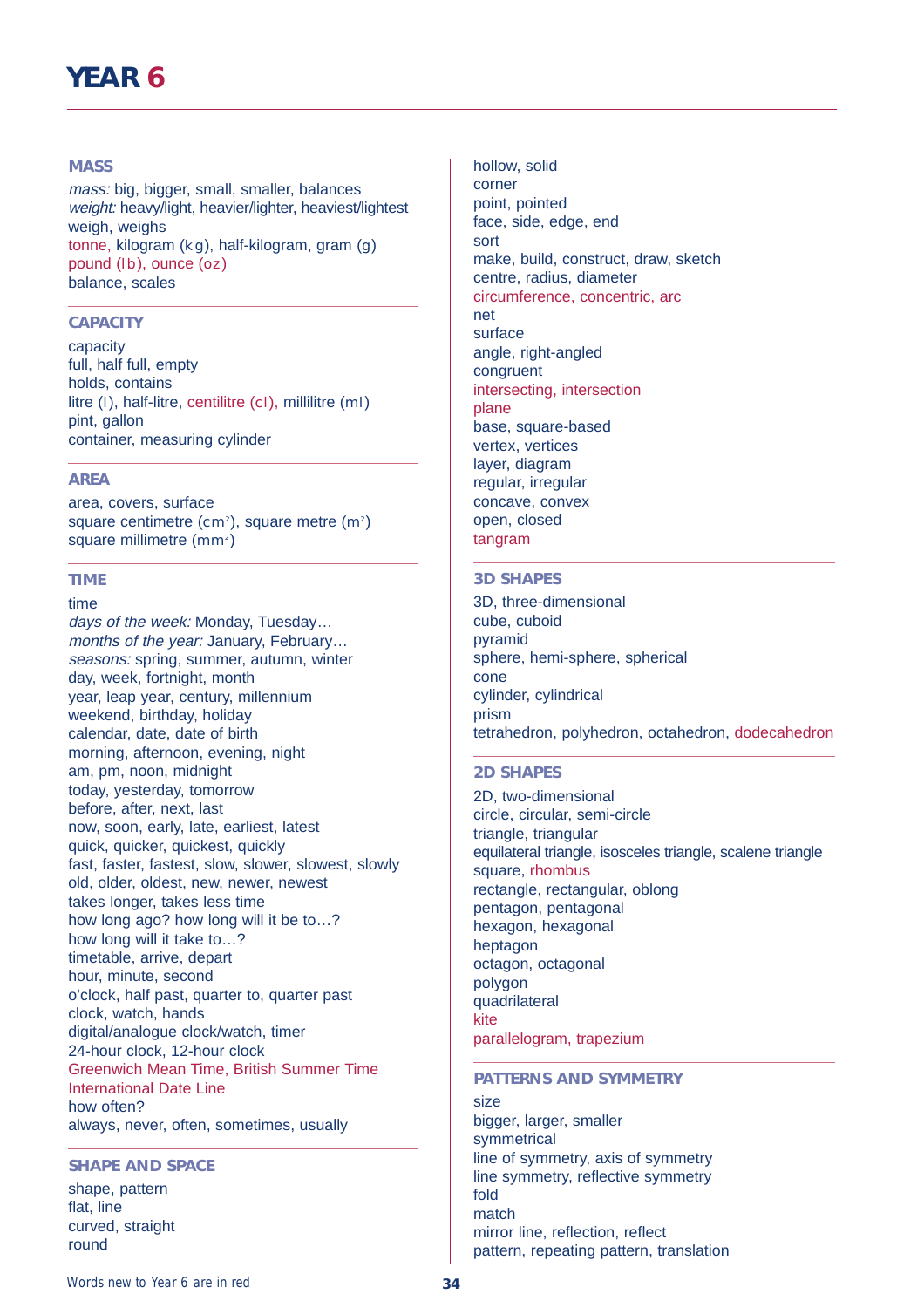# YEAR 6

## MASS

*mass:* big, bigger, small, smaller, balances
*weight:* heavy/light, heavier/lighter, heaviest/lightest
weigh, weighs
tonne, kilogram (kg), half-kilogram, gram (g)
pound (lb), ounce (oz)
balance, scales

## CAPACITY

capacity
full, half full, empty
holds, contains
litre (l), half-litre, centilitre (cl), millilitre (ml)
pint, gallon
container, measuring cylinder

## AREA

area, covers, surface
square centimetre ($cm^2$), square metre ($m^2$)
square millimetre ($mm^2$)

## TIME

time
*days of the week:* Monday, Tuesday…
*months of the year:* January, February…
*seasons:* spring, summer, autumn, winter
day, week, fortnight, month
year, leap year, century, millennium
weekend, birthday, holiday
calendar, date, date of birth
morning, afternoon, evening, night
am, pm, noon, midnight
today, yesterday, tomorrow
before, after, next, last
now, soon, early, late, earliest, latest
quick, quicker, quickest, quickly
fast, faster, fastest, slow, slower, slowest, slowly
old, older, oldest, new, newer, newest
takes longer, takes less time
how long ago? how long will it be to…?
how long will it take to…?
timetable, arrive, depart
hour, minute, second
o'clock, half past, quarter to, quarter past
clock, watch, hands
digital/analogue clock/watch, timer
24-hour clock, 12-hour clock
Greenwich Mean Time, British Summer Time
International Date Line
how often?
always, never, often, sometimes, usually

## SHAPE AND SPACE

shape, pattern
flat, line
curved, straight
round
hollow, solid
corner
point, pointed
face, side, edge, end
sort
make, build, construct, draw, sketch
centre, radius, diameter
circumference, concentric, arc
net
surface
angle, right-angled
congruent
intersecting, intersection
plane
base, square-based
vertex, vertices
layer, diagram
regular, irregular
concave, convex
open, closed
tangram

## 3D SHAPES

3D, three-dimensional
cube, cuboid
pyramid
sphere, hemi-sphere, spherical
cone
cylinder, cylindrical
prism
tetrahedron, polyhedron, octahedron, dodecahedron

## 2D SHAPES

2D, two-dimensional
circle, circular, semi-circle
triangle, triangular
equilateral triangle, isosceles triangle, scalene triangle
square, rhombus
rectangle, rectangular, oblong
pentagon, pentagonal
hexagon, hexagonal
heptagon
octagon, octagonal
polygon
quadrilateral
kite
parallelogram, trapezium

## PATTERNS AND SYMMETRY

size
bigger, larger, smaller
symmetrical
line of symmetry, axis of symmetry
line symmetry, reflective symmetry
fold
match
mirror line, reflection, reflect
pattern, repeating pattern, translation

Words new to Year 6 are in red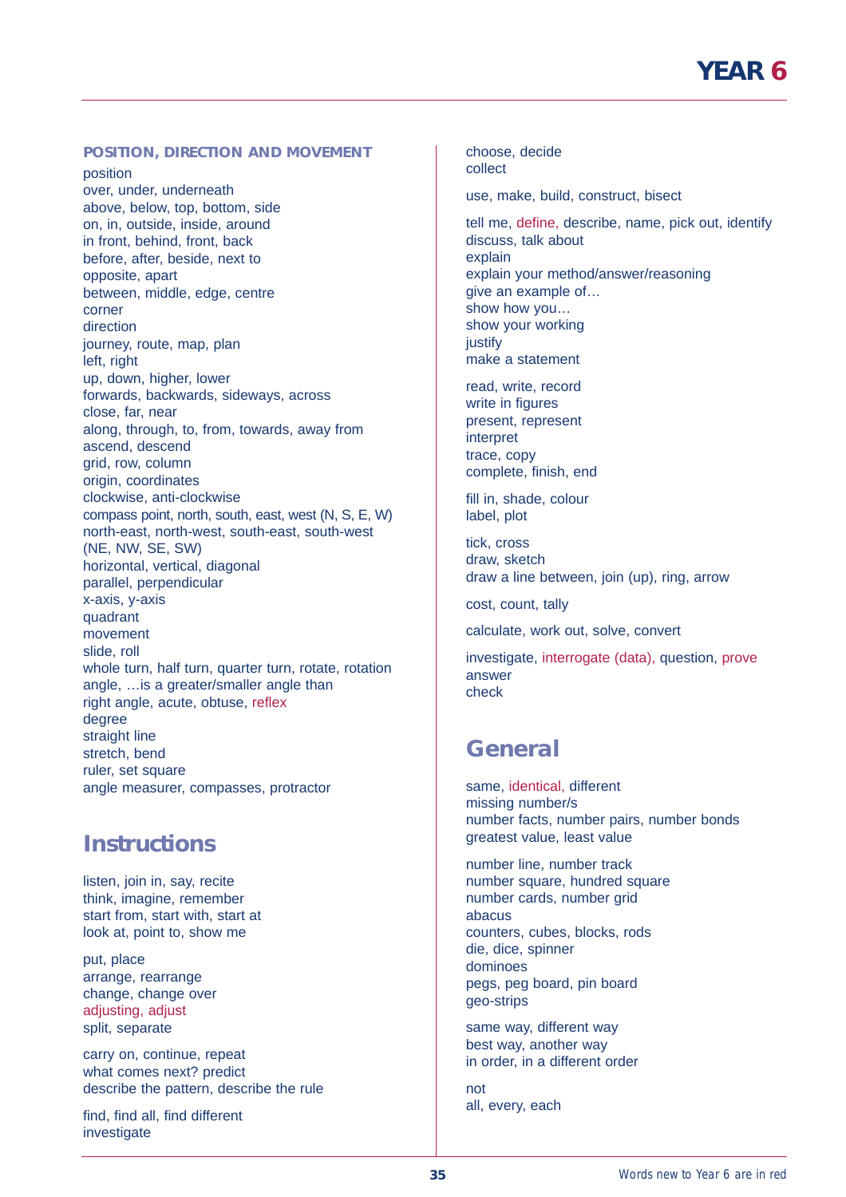# YEAR 6

### POSITION, DIRECTION AND MOVEMENT

position
over, under, underneath
above, below, top, bottom, side
on, in, outside, inside, around
in front, behind, front, back
before, after, beside, next to
opposite, apart
between, middle, edge, centre
corner
direction
journey, route, map, plan
left, right
up, down, higher, lower
forwards, backwards, sideways, across
close, far, near
along, through, to, from, towards, away from
ascend, descend
grid, row, column
origin, coordinates
clockwise, anti-clockwise
compass point, north, south, east, west (N, S, E, W)
north-east, north-west, south-east, south-west (NE, NW, SE, SW)
horizontal, vertical, diagonal
parallel, perpendicular
x-axis, y-axis
quadrant
movement
slide, roll
whole turn, half turn, quarter turn, rotate, rotation
angle, …is a greater/smaller angle than
right angle, acute, obtuse, reflex
degree
straight line
stretch, bend
ruler, set square
angle measurer, compasses, protractor

## Instructions

listen, join in, say, recite
think, imagine, remember
start from, start with, start at
look at, point to, show me

put, place
arrange, rearrange
change, change over
adjusting, adjust
split, separate

carry on, continue, repeat
what comes next? predict
describe the pattern, describe the rule

find, find all, find different
investigate

choose, decide
collect

use, make, build, construct, bisect

tell me, define, describe, name, pick out, identify
discuss, talk about
explain
explain your method/answer/reasoning
give an example of…
show how you…
show your working
justify
make a statement

read, write, record
write in figures
present, represent
interpret
trace, copy
complete, finish, end

fill in, shade, colour
label, plot

tick, cross
draw, sketch
draw a line between, join (up), ring, arrow

cost, count, tally

calculate, work out, solve, convert

investigate, interrogate (data), question, prove
answer
check

## General

same, identical, different
missing number/s
number facts, number pairs, number bonds
greatest value, least value

number line, number track
number square, hundred square
number cards, number grid
abacus
counters, cubes, blocks, rods
die, dice, spinner
dominoes
pegs, peg board, pin board
geo-strips

same way, different way
best way, another way
in order, in a different order

not
all, every, each

Words new to Year 6 are in red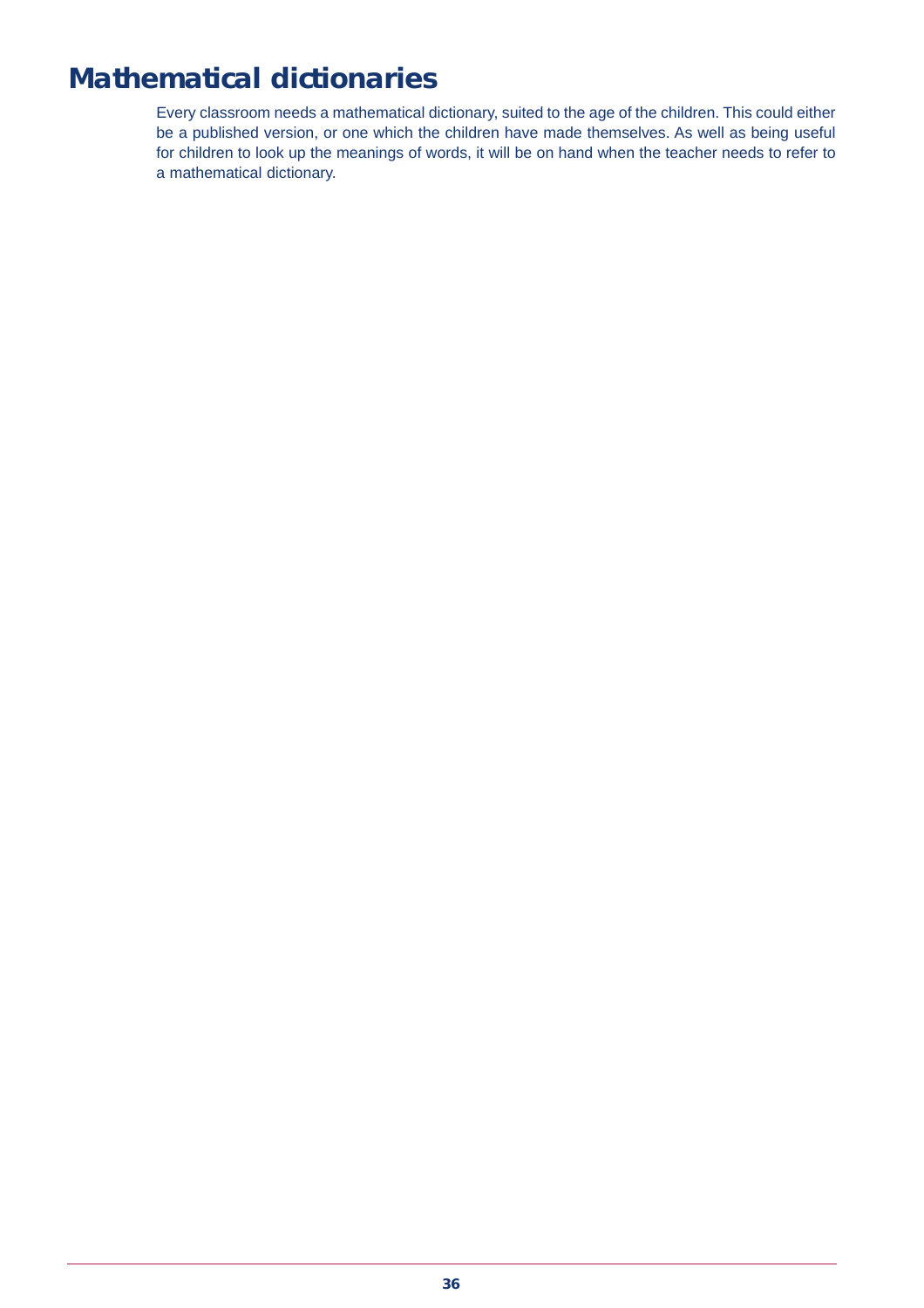# Mathematical dictionaries

Every classroom needs a mathematical dictionary, suited to the age of the children. This could either be a published version, or one which the children have made themselves. As well as being useful for children to look up the meanings of words, it will be on hand when the teacher needs to refer to a mathematical dictionary.